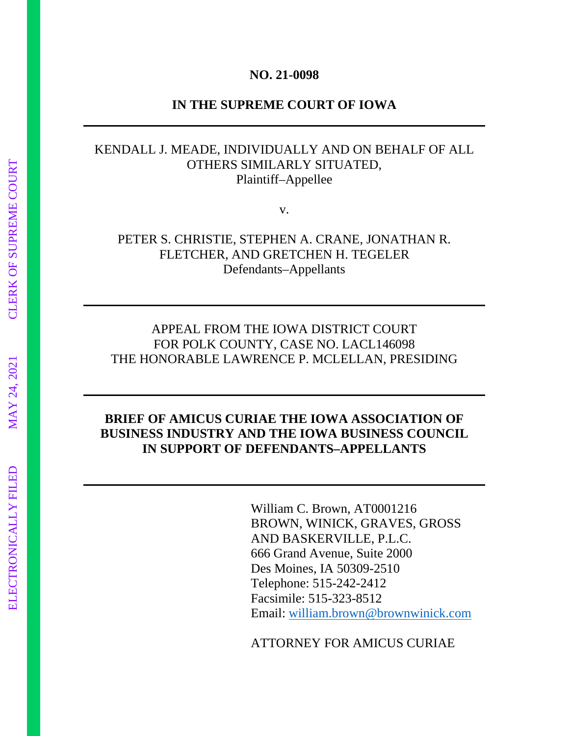**NO. 21-0098**

**IN THE SUPREME COURT OF IOWA**

---

KENDALL J. MEADE, INDIVIDUALLY AND ON BEHALF OF ALL OTHERS SIMILARLY SITUATED,
Plaintiff–Appellee

v.

PETER S. CHRISTIE, STEPHEN A. CRANE, JONATHAN R. FLETCHER, AND GRETCHEN H. TEGELER
Defendants–Appellants

---

APPEAL FROM THE IOWA DISTRICT COURT
FOR POLK COUNTY, CASE NO. LACL146098
THE HONORABLE LAWRENCE P. MCLELLAN, PRESIDING

---

**BRIEF OF AMICUS CURIAE THE IOWA ASSOCIATION OF BUSINESS INDUSTRY AND THE IOWA BUSINESS COUNCIL IN SUPPORT OF DEFENDANTS–APPELLANTS**

---

William C. Brown, AT0001216
BROWN, WINICK, GRAVES, GROSS AND BASKERVILLE, P.L.C.
666 Grand Avenue, Suite 2000
Des Moines, IA 50309-2510
Telephone: 515-242-2412
Facsimile: 515-323-8512
Email: william.brown@brownwinick.com

ATTORNEY FOR AMICUS CURIAE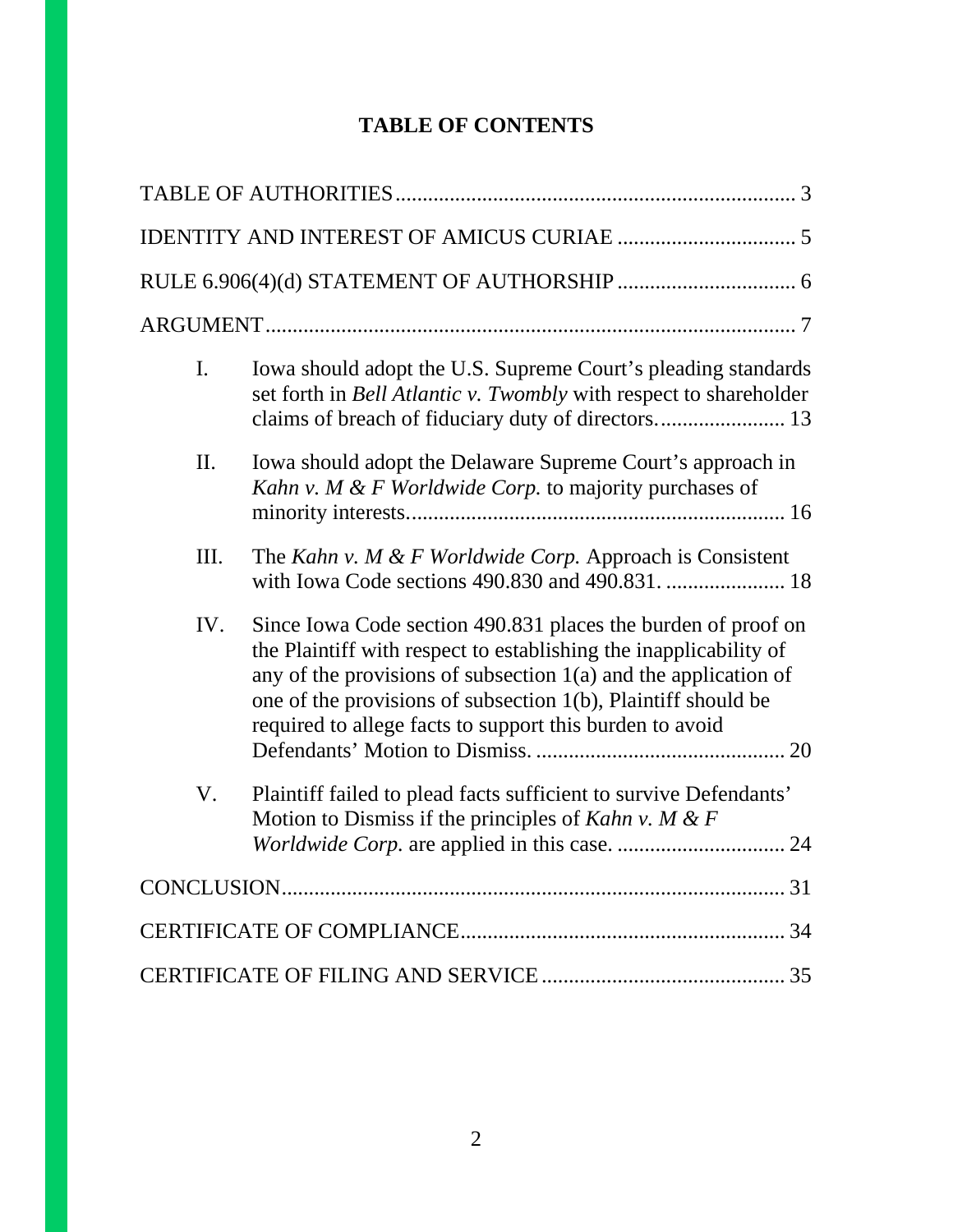# TABLE OF CONTENTS

TABLE OF AUTHORITIES ........................................................................ 3

IDENTITY AND INTEREST OF AMICUS CURIAE ................................ 5

RULE 6.906(4)(d) STATEMENT OF AUTHORSHIP ................................ 6

ARGUMENT ................................................................................................ 7

I. Iowa should adopt the U.S. Supreme Court's pleading standards set forth in *Bell Atlantic v. Twombly* with respect to shareholder claims of breach of fiduciary duty of directors. ....................... 13

II. Iowa should adopt the Delaware Supreme Court's approach in *Kahn v. M & F Worldwide Corp.* to majority purchases of minority interests. ..................................................................... 16

III. The *Kahn v. M & F Worldwide Corp.* Approach is Consistent with Iowa Code sections 490.830 and 490.831. ...................... 18

IV. Since Iowa Code section 490.831 places the burden of proof on the Plaintiff with respect to establishing the inapplicability of any of the provisions of subsection 1(a) and the application of one of the provisions of subsection 1(b), Plaintiff should be required to allege facts to support this burden to avoid Defendants' Motion to Dismiss. .............................................. 20

V. Plaintiff failed to plead facts sufficient to survive Defendants' Motion to Dismiss if the principles of *Kahn v. M & F Worldwide Corp.* are applied in this case. ............................... 24

CONCLUSION ............................................................................................ 31

CERTIFICATE OF COMPLIANCE .......................................................... 34

CERTIFICATE OF FILING AND SERVICE ............................................ 35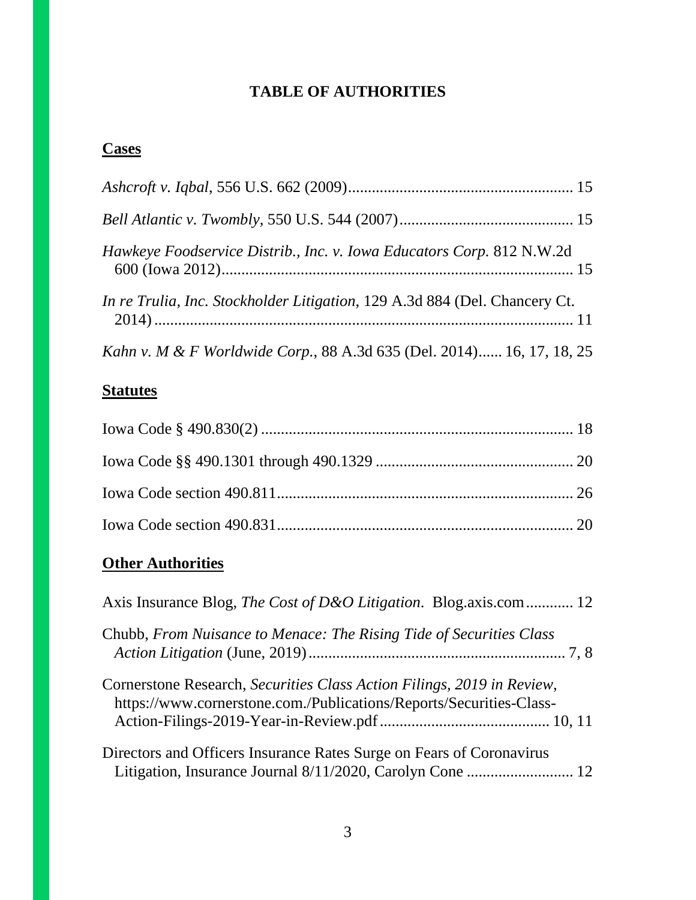# TABLE OF AUTHORITIES

## Cases

*Ashcroft v. Iqbal*, 556 U.S. 662 (2009)........................................................ 15

*Bell Atlantic v. Twombly*, 550 U.S. 544 (2007)........................................... 15

*Hawkeye Foodservice Distrib., Inc. v. Iowa Educators Corp.* 812 N.W.2d 600 (Iowa 2012)........................................................................................ 15

*In re Trulia, Inc. Stockholder Litigation*, 129 A.3d 884 (Del. Chancery Ct. 2014)......................................................................................................... 11

*Kahn v. M & F Worldwide Corp.*, 88 A.3d 635 (Del. 2014)...... 16, 17, 18, 25

## Statutes

Iowa Code § 490.830(2) .............................................................................. 18

Iowa Code §§ 490.1301 through 490.1329 .................................................. 20

Iowa Code section 490.811........................................................................... 26

Iowa Code section 490.831........................................................................... 20

## Other Authorities

Axis Insurance Blog, *The Cost of D&O Litigation*. Blog.axis.com............ 12

Chubb, *From Nuisance to Menace: The Rising Tide of Securities Class Action Litigation* (June, 2019)................................................................. 7, 8

Cornerstone Research, *Securities Class Action Filings, 2019 in Review*, https://www.cornerstone.com./Publications/Reports/Securities-Class-Action-Filings-2019-Year-in-Review.pdf ........................................... 10, 11

Directors and Officers Insurance Rates Surge on Fears of Coronavirus Litigation, Insurance Journal 8/11/2020, Carolyn Cone ........................... 12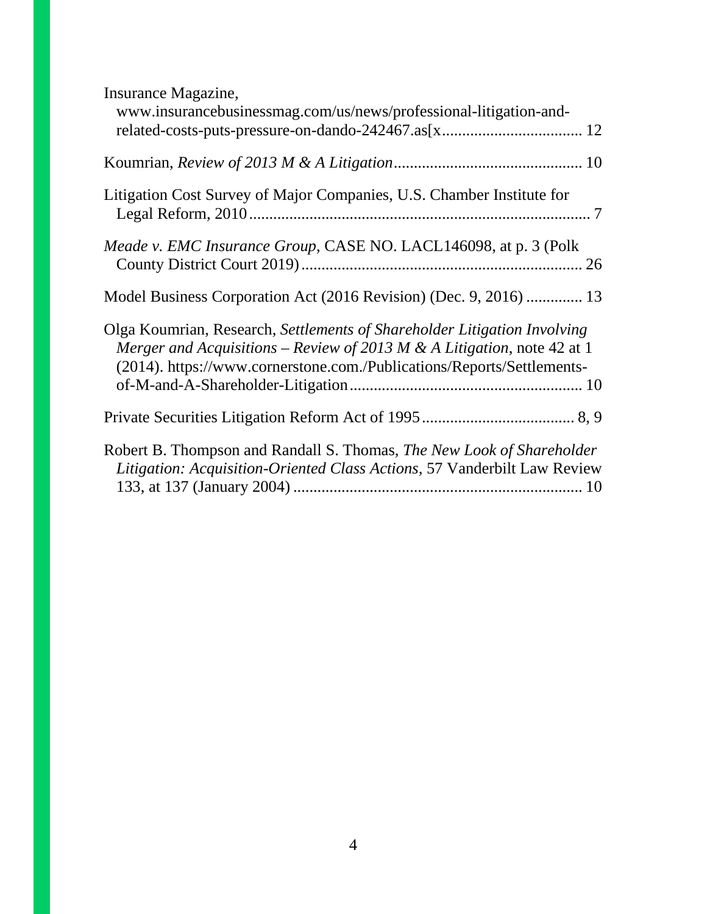Insurance Magazine, www.insurancebusinessmag.com/us/news/professional-litigation-and-related-costs-puts-pressure-on-dando-242467.as[x .................................. 12

Koumrian, *Review of 2013 M & A Litigation* .............................................. 10

Litigation Cost Survey of Major Companies, U.S. Chamber Institute for Legal Reform, 2010 .................................................................................... 7

*Meade v. EMC Insurance Group*, CASE NO. LACL146098, at p. 3 (Polk County District Court 2019) ..................................................................... 26

Model Business Corporation Act (2016 Revision) (Dec. 9, 2016) ............. 13

Olga Koumrian, Research, *Settlements of Shareholder Litigation Involving Merger and Acquisitions – Review of 2013 M & A Litigation*, note 42 at 1 (2014). https://www.cornerstone.com./Publications/Reports/Settlements-of-M-and-A-Shareholder-Litigation ......................................................... 10

Private Securities Litigation Reform Act of 1995 ...................................... 8, 9

Robert B. Thompson and Randall S. Thomas, *The New Look of Shareholder Litigation: Acquisition-Oriented Class Actions*, 57 Vanderbilt Law Review 133, at 137 (January 2004) ....................................................................... 10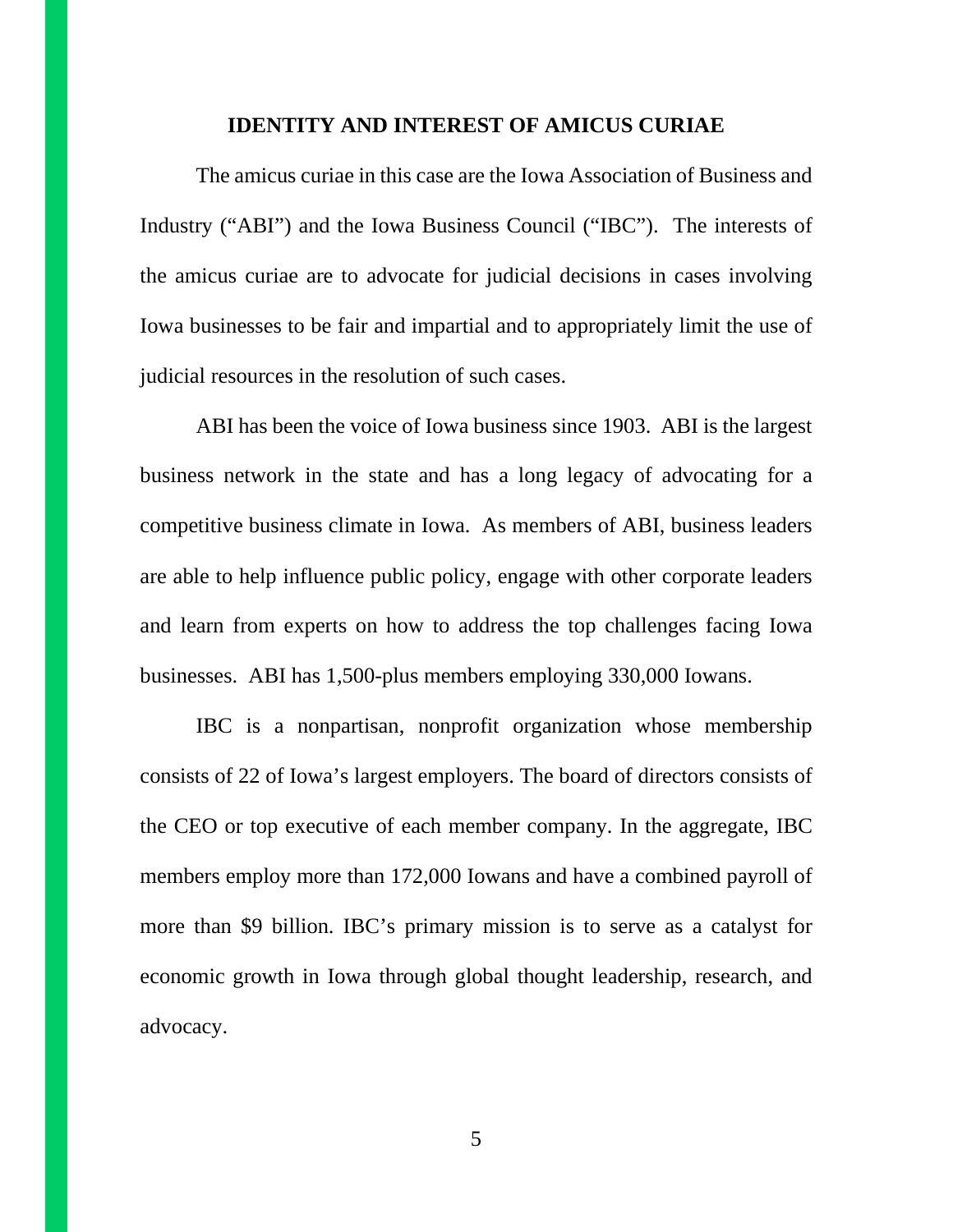## IDENTITY AND INTEREST OF AMICUS CURIAE

The amicus curiae in this case are the Iowa Association of Business and Industry ("ABI") and the Iowa Business Council ("IBC"). The interests of the amicus curiae are to advocate for judicial decisions in cases involving Iowa businesses to be fair and impartial and to appropriately limit the use of judicial resources in the resolution of such cases.

ABI has been the voice of Iowa business since 1903. ABI is the largest business network in the state and has a long legacy of advocating for a competitive business climate in Iowa. As members of ABI, business leaders are able to help influence public policy, engage with other corporate leaders and learn from experts on how to address the top challenges facing Iowa businesses. ABI has 1,500-plus members employing 330,000 Iowans.

IBC is a nonpartisan, nonprofit organization whose membership consists of 22 of Iowa's largest employers. The board of directors consists of the CEO or top executive of each member company. In the aggregate, IBC members employ more than 172,000 Iowans and have a combined payroll of more than $9 billion. IBC's primary mission is to serve as a catalyst for economic growth in Iowa through global thought leadership, research, and advocacy.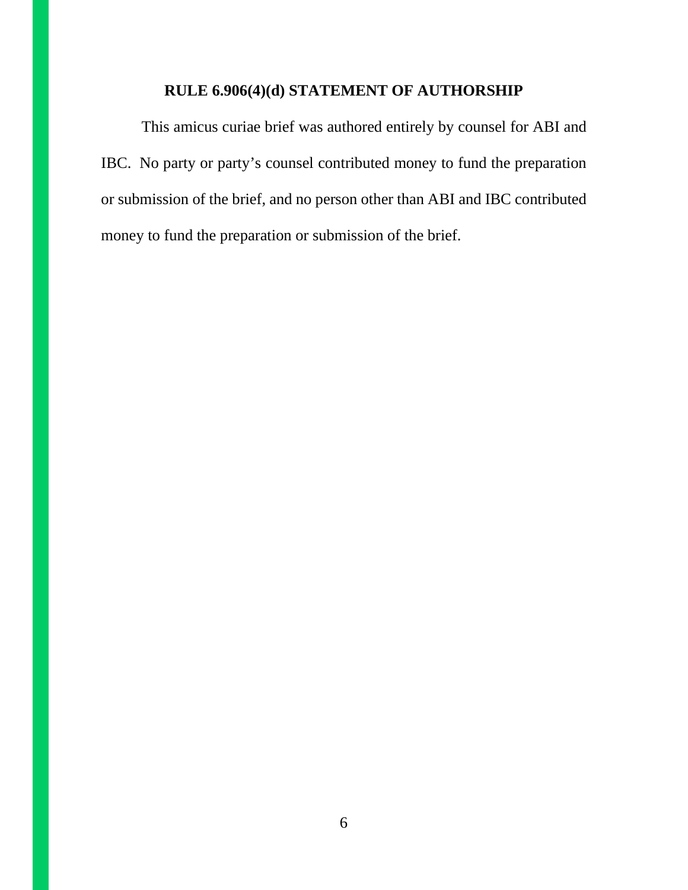## RULE 6.906(4)(d) STATEMENT OF AUTHORSHIP

This amicus curiae brief was authored entirely by counsel for ABI and IBC. No party or party's counsel contributed money to fund the preparation or submission of the brief, and no person other than ABI and IBC contributed money to fund the preparation or submission of the brief.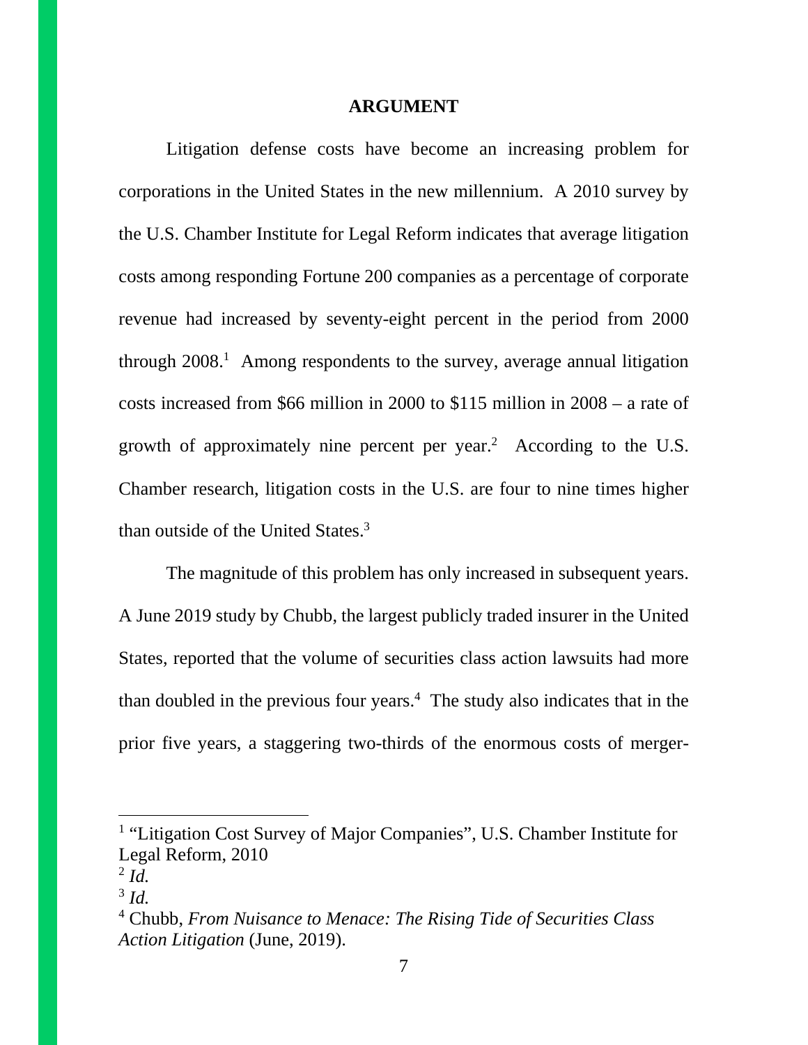## ARGUMENT

Litigation defense costs have become an increasing problem for corporations in the United States in the new millennium. A 2010 survey by the U.S. Chamber Institute for Legal Reform indicates that average litigation costs among responding Fortune 200 companies as a percentage of corporate revenue had increased by seventy-eight percent in the period from 2000 through 2008.[1] Among respondents to the survey, average annual litigation costs increased from $66 million in 2000 to $115 million in 2008 – a rate of growth of approximately nine percent per year.[2] According to the U.S. Chamber research, litigation costs in the U.S. are four to nine times higher than outside of the United States.[3]

The magnitude of this problem has only increased in subsequent years. A June 2019 study by Chubb, the largest publicly traded insurer in the United States, reported that the volume of securities class action lawsuits had more than doubled in the previous four years.[4] The study also indicates that in the prior five years, a staggering two-thirds of the enormous costs of merger-

---

[1] "Litigation Cost Survey of Major Companies", U.S. Chamber Institute for Legal Reform, 2010

[2] *Id.*

[3] *Id.*

[4] Chubb, *From Nuisance to Menace: The Rising Tide of Securities Class Action Litigation* (June, 2019).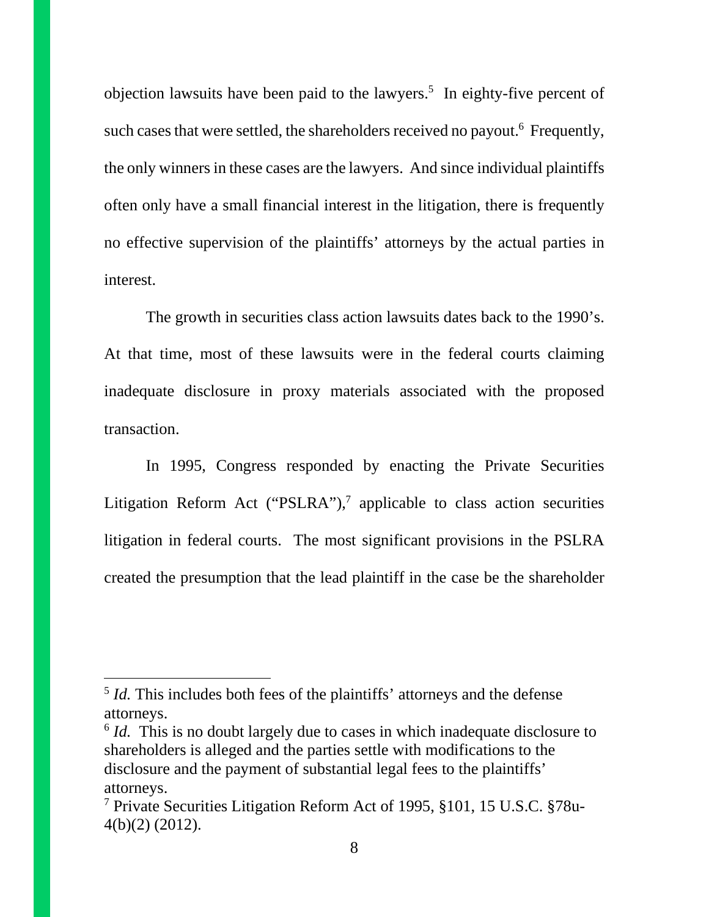objection lawsuits have been paid to the lawyers.[5] In eighty-five percent of such cases that were settled, the shareholders received no payout.[6] Frequently, the only winners in these cases are the lawyers. And since individual plaintiffs often only have a small financial interest in the litigation, there is frequently no effective supervision of the plaintiffs' attorneys by the actual parties in interest.

The growth in securities class action lawsuits dates back to the 1990's. At that time, most of these lawsuits were in the federal courts claiming inadequate disclosure in proxy materials associated with the proposed transaction.

In 1995, Congress responded by enacting the Private Securities Litigation Reform Act ("PSLRA"),[7] applicable to class action securities litigation in federal courts. The most significant provisions in the PSLRA created the presumption that the lead plaintiff in the case be the shareholder

---

[5] *Id.* This includes both fees of the plaintiffs' attorneys and the defense attorneys.

[6] *Id.* This is no doubt largely due to cases in which inadequate disclosure to shareholders is alleged and the parties settle with modifications to the disclosure and the payment of substantial legal fees to the plaintiffs' attorneys.

[7] Private Securities Litigation Reform Act of 1995, §101, 15 U.S.C. §78u-4(b)(2) (2012).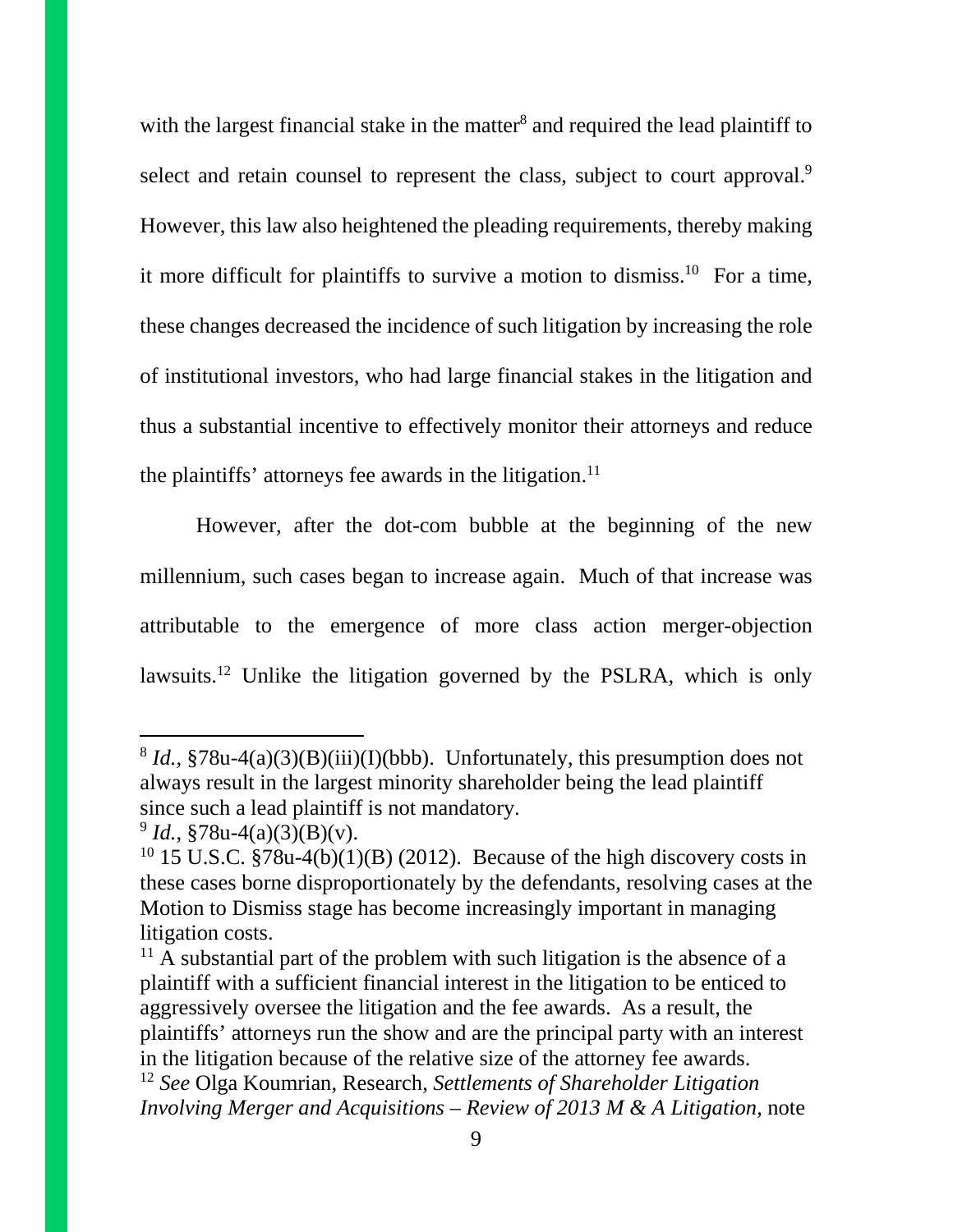with the largest financial stake in the matter[8] and required the lead plaintiff to select and retain counsel to represent the class, subject to court approval.[9] However, this law also heightened the pleading requirements, thereby making it more difficult for plaintiffs to survive a motion to dismiss.[10] For a time, these changes decreased the incidence of such litigation by increasing the role of institutional investors, who had large financial stakes in the litigation and thus a substantial incentive to effectively monitor their attorneys and reduce the plaintiffs' attorneys fee awards in the litigation.[11]

However, after the dot-com bubble at the beginning of the new millennium, such cases began to increase again. Much of that increase was attributable to the emergence of more class action merger-objection lawsuits.[12] Unlike the litigation governed by the PSLRA, which is only

---

[8] *Id.*, §78u-4(a)(3)(B)(iii)(I)(bbb). Unfortunately, this presumption does not always result in the largest minority shareholder being the lead plaintiff since such a lead plaintiff is not mandatory.

[9] *Id.*, §78u-4(a)(3)(B)(v).

[10] 15 U.S.C. §78u-4(b)(1)(B) (2012). Because of the high discovery costs in these cases borne disproportionately by the defendants, resolving cases at the Motion to Dismiss stage has become increasingly important in managing litigation costs.

[11] A substantial part of the problem with such litigation is the absence of a plaintiff with a sufficient financial interest in the litigation to be enticed to aggressively oversee the litigation and the fee awards. As a result, the plaintiffs' attorneys run the show and are the principal party with an interest in the litigation because of the relative size of the attorney fee awards.

[12] *See* Olga Koumrian, Research, *Settlements of Shareholder Litigation Involving Merger and Acquisitions – Review of 2013 M & A Litigation*, note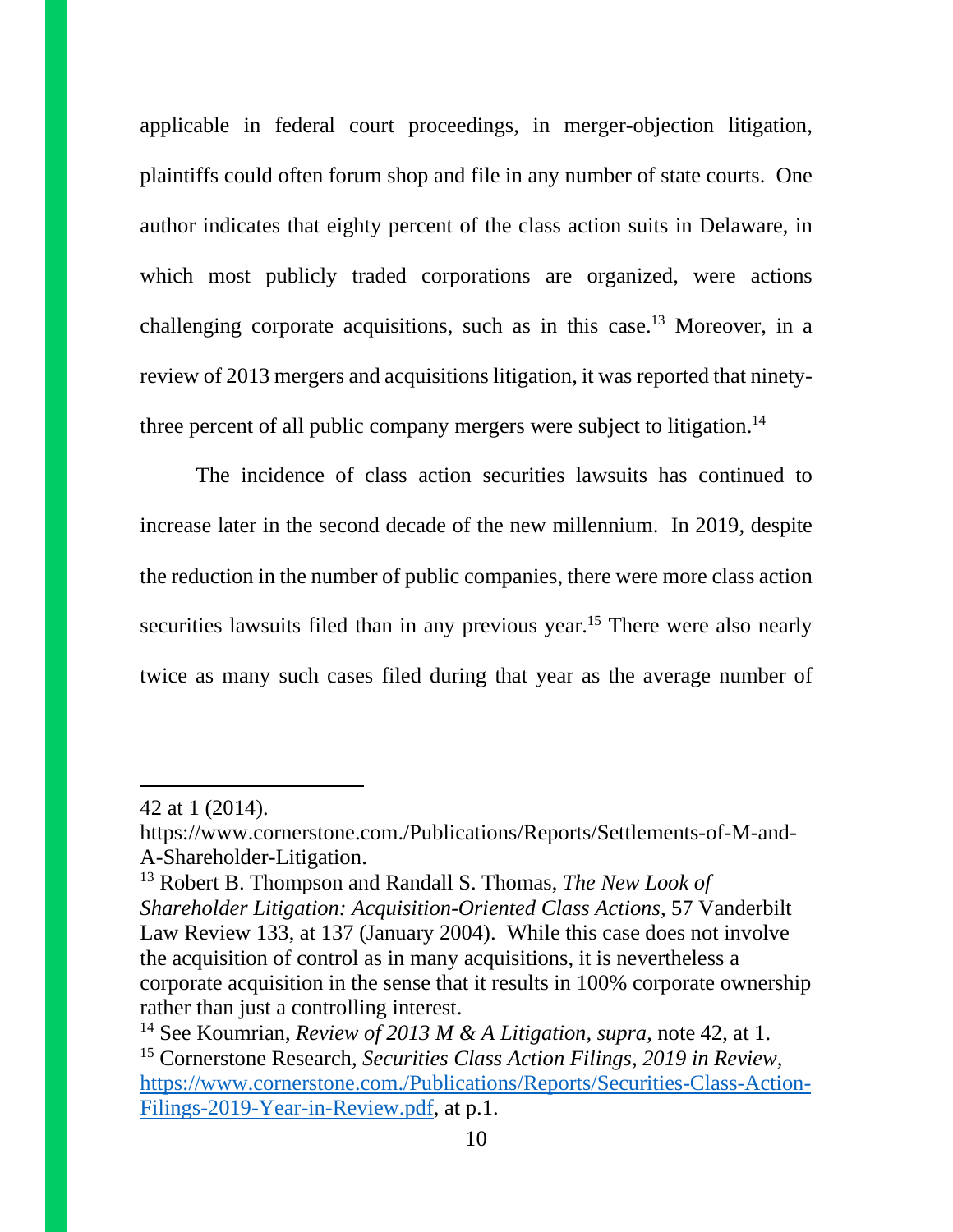applicable in federal court proceedings, in merger-objection litigation, plaintiffs could often forum shop and file in any number of state courts. One author indicates that eighty percent of the class action suits in Delaware, in which most publicly traded corporations are organized, were actions challenging corporate acquisitions, such as in this case.[13] Moreover, in a review of 2013 mergers and acquisitions litigation, it was reported that ninety-three percent of all public company mergers were subject to litigation.[14]

The incidence of class action securities lawsuits has continued to increase later in the second decade of the new millennium. In 2019, despite the reduction in the number of public companies, there were more class action securities lawsuits filed than in any previous year.[15] There were also nearly twice as many such cases filed during that year as the average number of

---

42 at 1 (2014).
https://www.cornerstone.com./Publications/Reports/Settlements-of-M-and-A-Shareholder-Litigation.

[13] Robert B. Thompson and Randall S. Thomas, *The New Look of Shareholder Litigation: Acquisition-Oriented Class Actions*, 57 Vanderbilt Law Review 133, at 137 (January 2004). While this case does not involve the acquisition of control as in many acquisitions, it is nevertheless a corporate acquisition in the sense that it results in 100% corporate ownership rather than just a controlling interest.

[14] See Koumrian, *Review of 2013 M & A Litigation, supra*, note 42, at 1.

[15] Cornerstone Research, *Securities Class Action Filings, 2019 in Review*, https://www.cornerstone.com./Publications/Reports/Securities-Class-Action-Filings-2019-Year-in-Review.pdf, at p.1.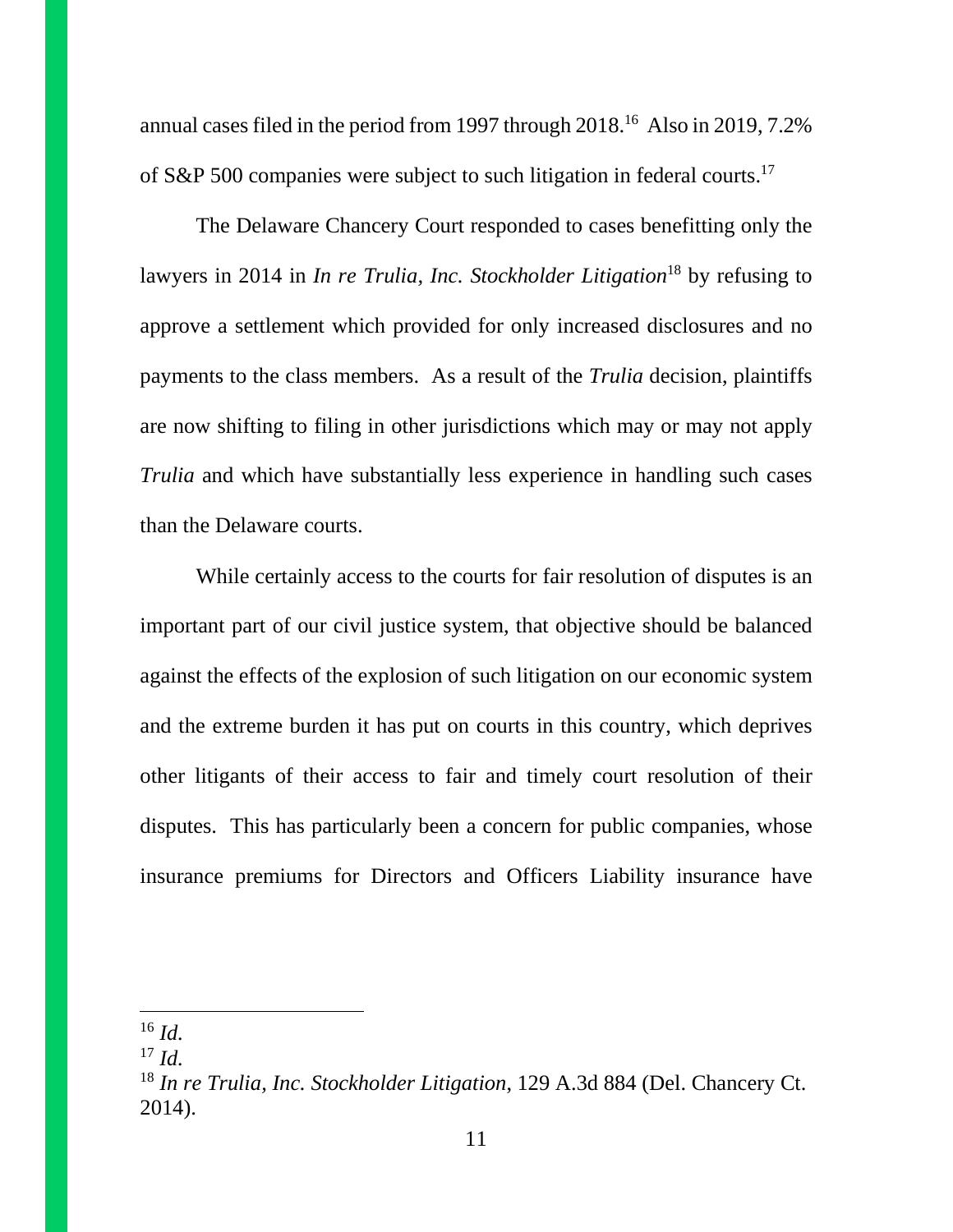annual cases filed in the period from 1997 through 2018.[16] Also in 2019, 7.2% of S&P 500 companies were subject to such litigation in federal courts.[17]

The Delaware Chancery Court responded to cases benefitting only the lawyers in 2014 in *In re Trulia, Inc. Stockholder Litigation*[18] by refusing to approve a settlement which provided for only increased disclosures and no payments to the class members. As a result of the *Trulia* decision, plaintiffs are now shifting to filing in other jurisdictions which may or may not apply *Trulia* and which have substantially less experience in handling such cases than the Delaware courts.

While certainly access to the courts for fair resolution of disputes is an important part of our civil justice system, that objective should be balanced against the effects of the explosion of such litigation on our economic system and the extreme burden it has put on courts in this country, which deprives other litigants of their access to fair and timely court resolution of their disputes. This has particularly been a concern for public companies, whose insurance premiums for Directors and Officers Liability insurance have

---

[16] *Id.*

[17] *Id.*

[18] *In re Trulia, Inc. Stockholder Litigation*, 129 A.3d 884 (Del. Chancery Ct. 2014).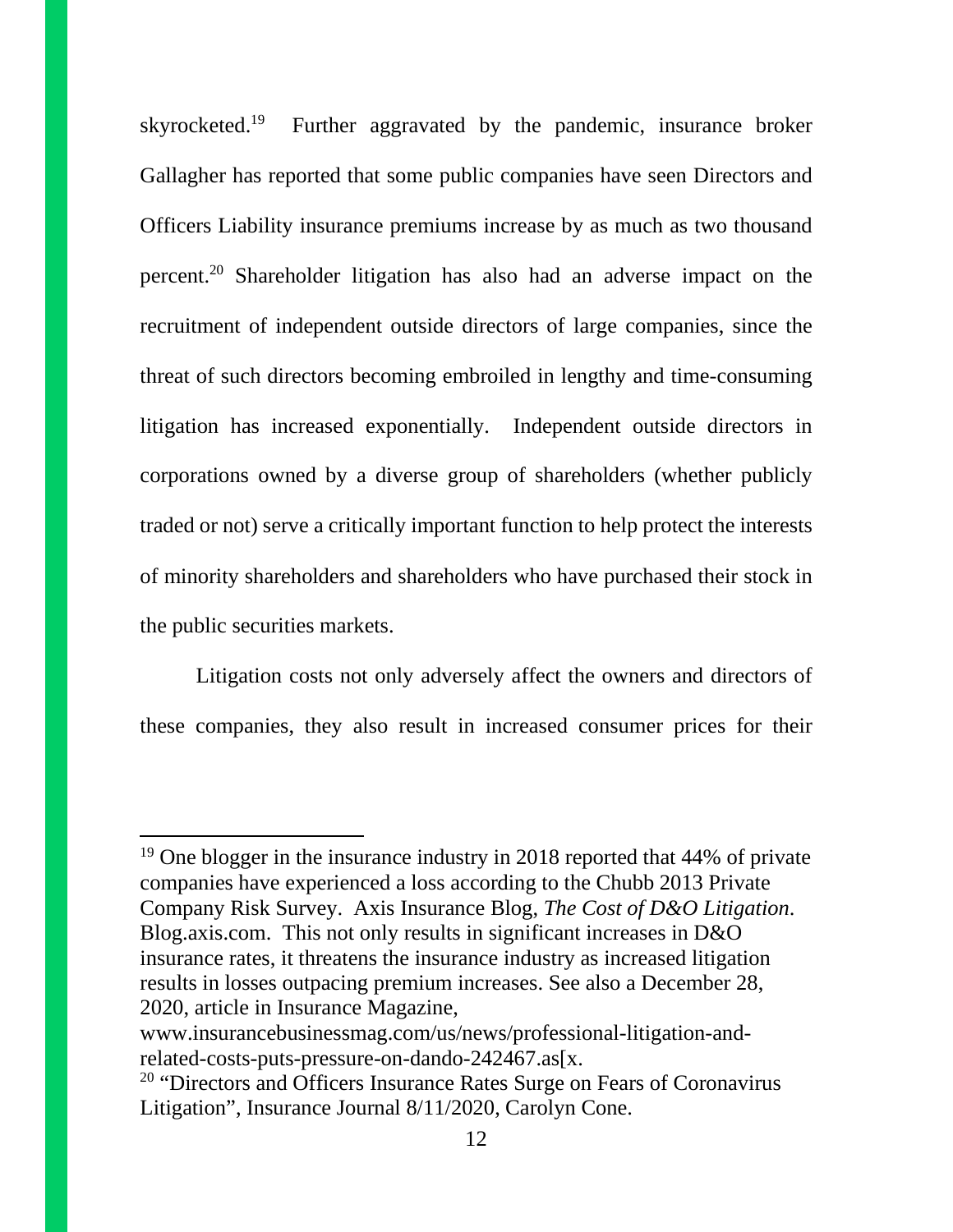skyrocketed.[19] Further aggravated by the pandemic, insurance broker Gallagher has reported that some public companies have seen Directors and Officers Liability insurance premiums increase by as much as two thousand percent.[20] Shareholder litigation has also had an adverse impact on the recruitment of independent outside directors of large companies, since the threat of such directors becoming embroiled in lengthy and time-consuming litigation has increased exponentially. Independent outside directors in corporations owned by a diverse group of shareholders (whether publicly traded or not) serve a critically important function to help protect the interests of minority shareholders and shareholders who have purchased their stock in the public securities markets.

Litigation costs not only adversely affect the owners and directors of these companies, they also result in increased consumer prices for their

---

[19] One blogger in the insurance industry in 2018 reported that 44% of private companies have experienced a loss according to the Chubb 2013 Private Company Risk Survey. Axis Insurance Blog, *The Cost of D&O Litigation*. Blog.axis.com. This not only results in significant increases in D&O insurance rates, it threatens the insurance industry as increased litigation results in losses outpacing premium increases. See also a December 28, 2020, article in Insurance Magazine, www.insurancebusinessmag.com/us/news/professional-litigation-and-related-costs-puts-pressure-on-dando-242467.as[x.

[20] "Directors and Officers Insurance Rates Surge on Fears of Coronavirus Litigation", Insurance Journal 8/11/2020, Carolyn Cone.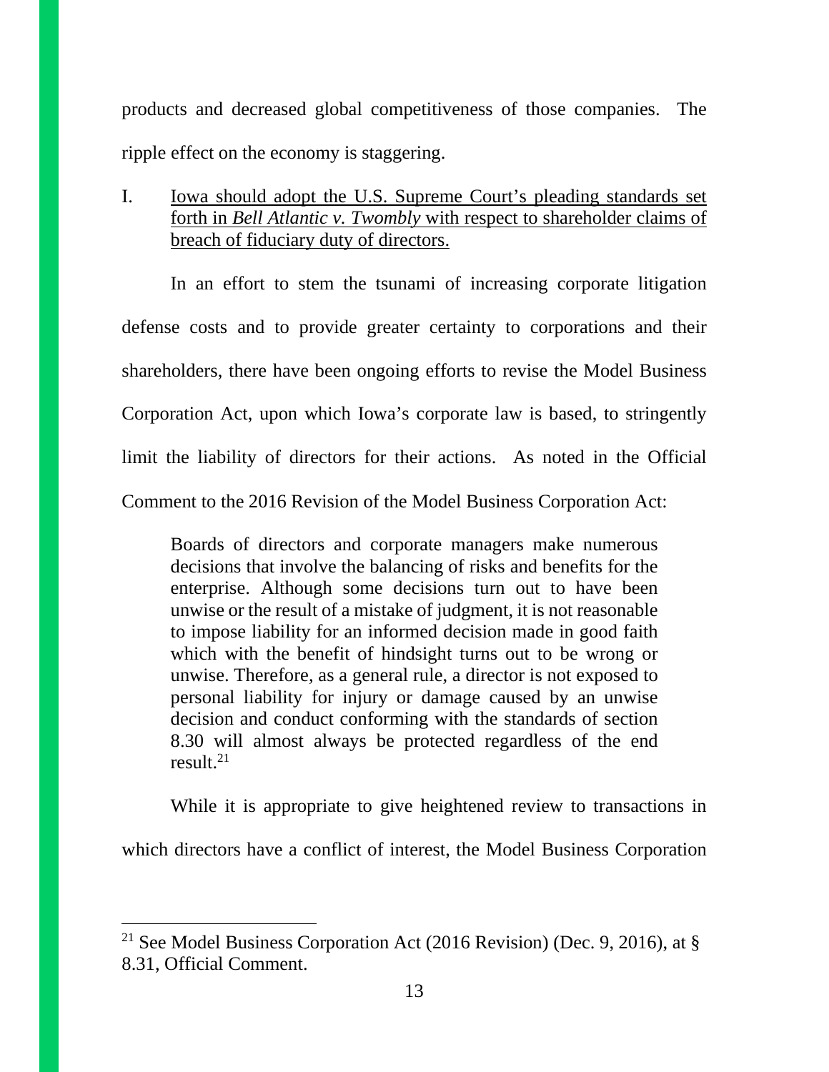products and decreased global competitiveness of those companies. The ripple effect on the economy is staggering.

## I. Iowa should adopt the U.S. Supreme Court's pleading standards set forth in *Bell Atlantic v. Twombly* with respect to shareholder claims of breach of fiduciary duty of directors.

In an effort to stem the tsunami of increasing corporate litigation defense costs and to provide greater certainty to corporations and their shareholders, there have been ongoing efforts to revise the Model Business Corporation Act, upon which Iowa's corporate law is based, to stringently limit the liability of directors for their actions. As noted in the Official Comment to the 2016 Revision of the Model Business Corporation Act:

> Boards of directors and corporate managers make numerous decisions that involve the balancing of risks and benefits for the enterprise. Although some decisions turn out to have been unwise or the result of a mistake of judgment, it is not reasonable to impose liability for an informed decision made in good faith which with the benefit of hindsight turns out to be wrong or unwise. Therefore, as a general rule, a director is not exposed to personal liability for injury or damage caused by an unwise decision and conduct conforming with the standards of section 8.30 will almost always be protected regardless of the end result.[21]

While it is appropriate to give heightened review to transactions in which directors have a conflict of interest, the Model Business Corporation

[21] See Model Business Corporation Act (2016 Revision) (Dec. 9, 2016), at § 8.31, Official Comment.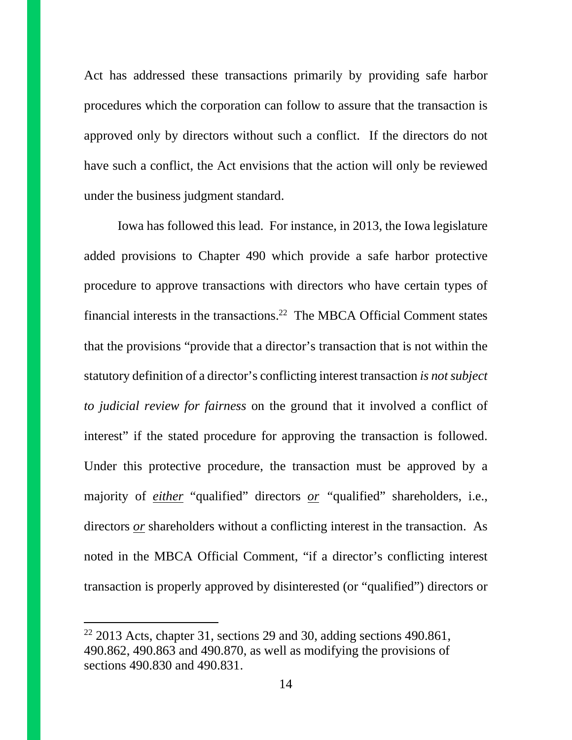Act has addressed these transactions primarily by providing safe harbor procedures which the corporation can follow to assure that the transaction is approved only by directors without such a conflict. If the directors do not have such a conflict, the Act envisions that the action will only be reviewed under the business judgment standard.

Iowa has followed this lead. For instance, in 2013, the Iowa legislature added provisions to Chapter 490 which provide a safe harbor protective procedure to approve transactions with directors who have certain types of financial interests in the transactions.[22] The MBCA Official Comment states that the provisions "provide that a director's transaction that is not within the statutory definition of a director's conflicting interest transaction *is not subject to judicial review for fairness* on the ground that it involved a conflict of interest" if the stated procedure for approving the transaction is followed. Under this protective procedure, the transaction must be approved by a majority of <u>*either*</u> "qualified" directors <u>*or*</u> "qualified" shareholders, i.e., directors <u>*or*</u> shareholders without a conflicting interest in the transaction. As noted in the MBCA Official Comment, "if a director's conflicting interest transaction is properly approved by disinterested (or "qualified") directors or

---

[22] 2013 Acts, chapter 31, sections 29 and 30, adding sections 490.861, 490.862, 490.863 and 490.870, as well as modifying the provisions of sections 490.830 and 490.831.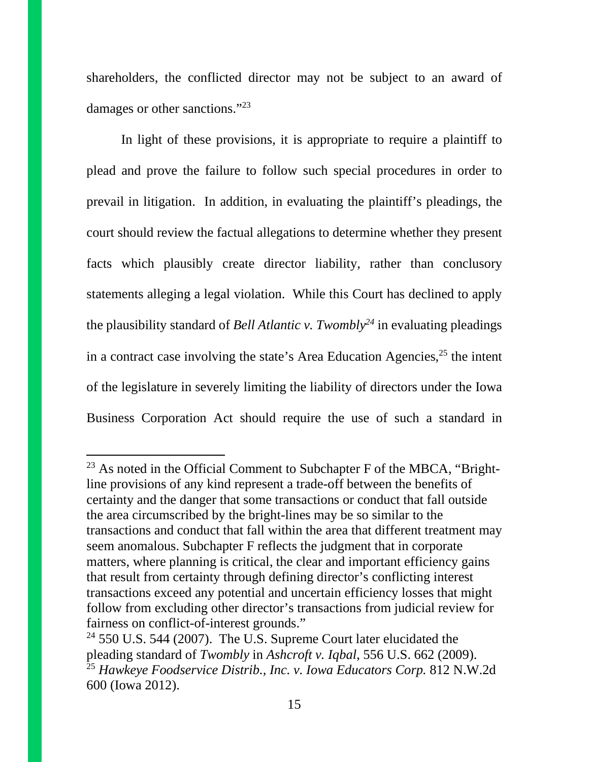shareholders, the conflicted director may not be subject to an award of damages or other sanctions."[23]

In light of these provisions, it is appropriate to require a plaintiff to plead and prove the failure to follow such special procedures in order to prevail in litigation. In addition, in evaluating the plaintiff's pleadings, the court should review the factual allegations to determine whether they present facts which plausibly create director liability, rather than conclusory statements alleging a legal violation. While this Court has declined to apply the plausibility standard of *Bell Atlantic v. Twombly*[24] in evaluating pleadings in a contract case involving the state's Area Education Agencies,[25] the intent of the legislature in severely limiting the liability of directors under the Iowa Business Corporation Act should require the use of such a standard in

---

[23] As noted in the Official Comment to Subchapter F of the MBCA, "Bright-line provisions of any kind represent a trade-off between the benefits of certainty and the danger that some transactions or conduct that fall outside the area circumscribed by the bright-lines may be so similar to the transactions and conduct that fall within the area that different treatment may seem anomalous. Subchapter F reflects the judgment that in corporate matters, where planning is critical, the clear and important efficiency gains that result from certainty through defining director's conflicting interest transactions exceed any potential and uncertain efficiency losses that might follow from excluding other director's transactions from judicial review for fairness on conflict-of-interest grounds."

[24] 550 U.S. 544 (2007). The U.S. Supreme Court later elucidated the pleading standard of *Twombly* in *Ashcroft v. Iqbal*, 556 U.S. 662 (2009).

[25] *Hawkeye Foodservice Distrib., Inc. v. Iowa Educators Corp.* 812 N.W.2d 600 (Iowa 2012).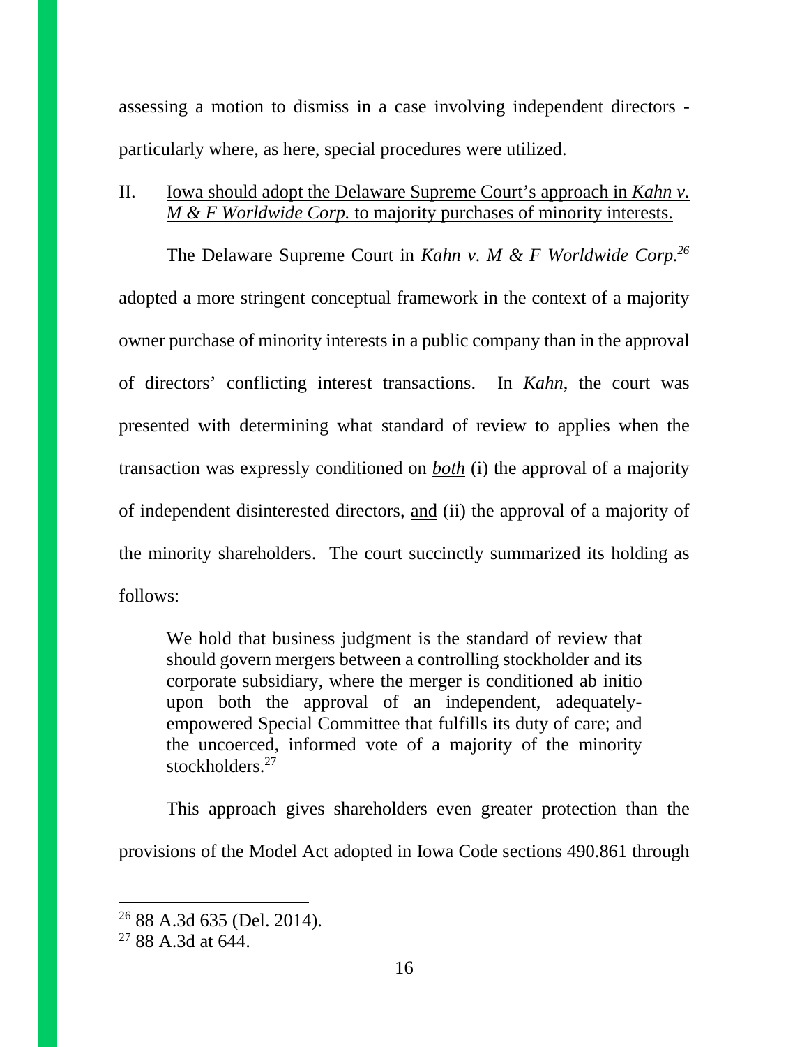assessing a motion to dismiss in a case involving independent directors - particularly where, as here, special procedures were utilized.

## II. Iowa should adopt the Delaware Supreme Court's approach in *Kahn v. M & F Worldwide Corp.* to majority purchases of minority interests.

The Delaware Supreme Court in *Kahn v. M & F Worldwide Corp.*[26] adopted a more stringent conceptual framework in the context of a majority owner purchase of minority interests in a public company than in the approval of directors' conflicting interest transactions. In *Kahn*, the court was presented with determining what standard of review to applies when the transaction was expressly conditioned on ***both*** (i) the approval of a majority of independent disinterested directors, and (ii) the approval of a majority of the minority shareholders. The court succinctly summarized its holding as follows:

> We hold that business judgment is the standard of review that should govern mergers between a controlling stockholder and its corporate subsidiary, where the merger is conditioned ab initio upon both the approval of an independent, adequately-empowered Special Committee that fulfills its duty of care; and the uncoerced, informed vote of a majority of the minority stockholders.[27]

This approach gives shareholders even greater protection than the provisions of the Model Act adopted in Iowa Code sections 490.861 through

---

[26] 88 A.3d 635 (Del. 2014).

[27] 88 A.3d at 644.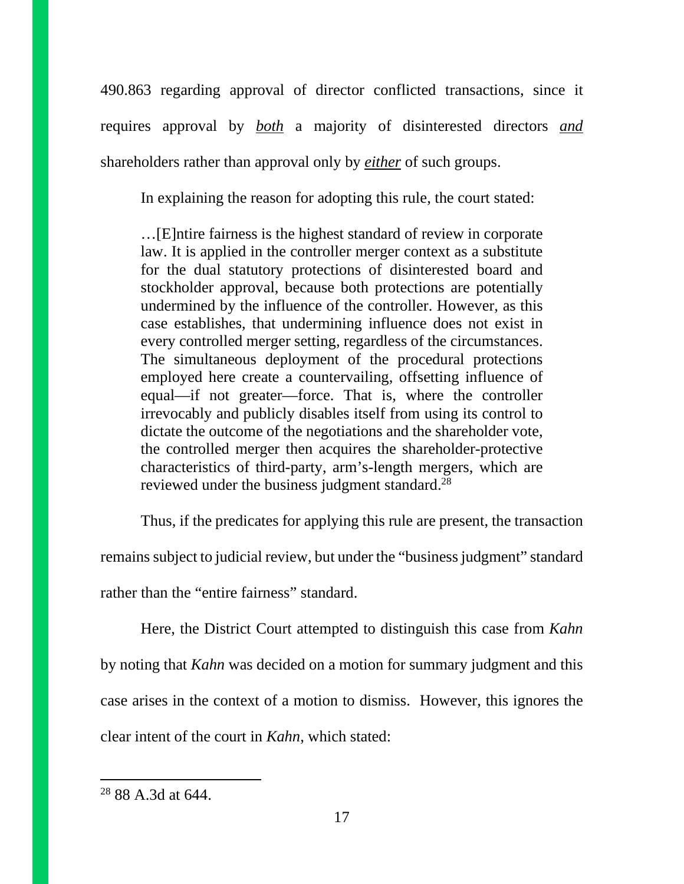490.863 regarding approval of director conflicted transactions, since it requires approval by ***both*** a majority of disinterested directors ***and*** shareholders rather than approval only by ***either*** of such groups.

In explaining the reason for adopting this rule, the court stated:

> …[E]ntire fairness is the highest standard of review in corporate law. It is applied in the controller merger context as a substitute for the dual statutory protections of disinterested board and stockholder approval, because both protections are potentially undermined by the influence of the controller. However, as this case establishes, that undermining influence does not exist in every controlled merger setting, regardless of the circumstances. The simultaneous deployment of the procedural protections employed here create a countervailing, offsetting influence of equal—if not greater—force. That is, where the controller irrevocably and publicly disables itself from using its control to dictate the outcome of the negotiations and the shareholder vote, the controlled merger then acquires the shareholder-protective characteristics of third-party, arm's-length mergers, which are reviewed under the business judgment standard.[28]

Thus, if the predicates for applying this rule are present, the transaction remains subject to judicial review, but under the "business judgment" standard rather than the "entire fairness" standard.

Here, the District Court attempted to distinguish this case from *Kahn* by noting that *Kahn* was decided on a motion for summary judgment and this case arises in the context of a motion to dismiss. However, this ignores the clear intent of the court in *Kahn*, which stated:

---

[28] 88 A.3d at 644.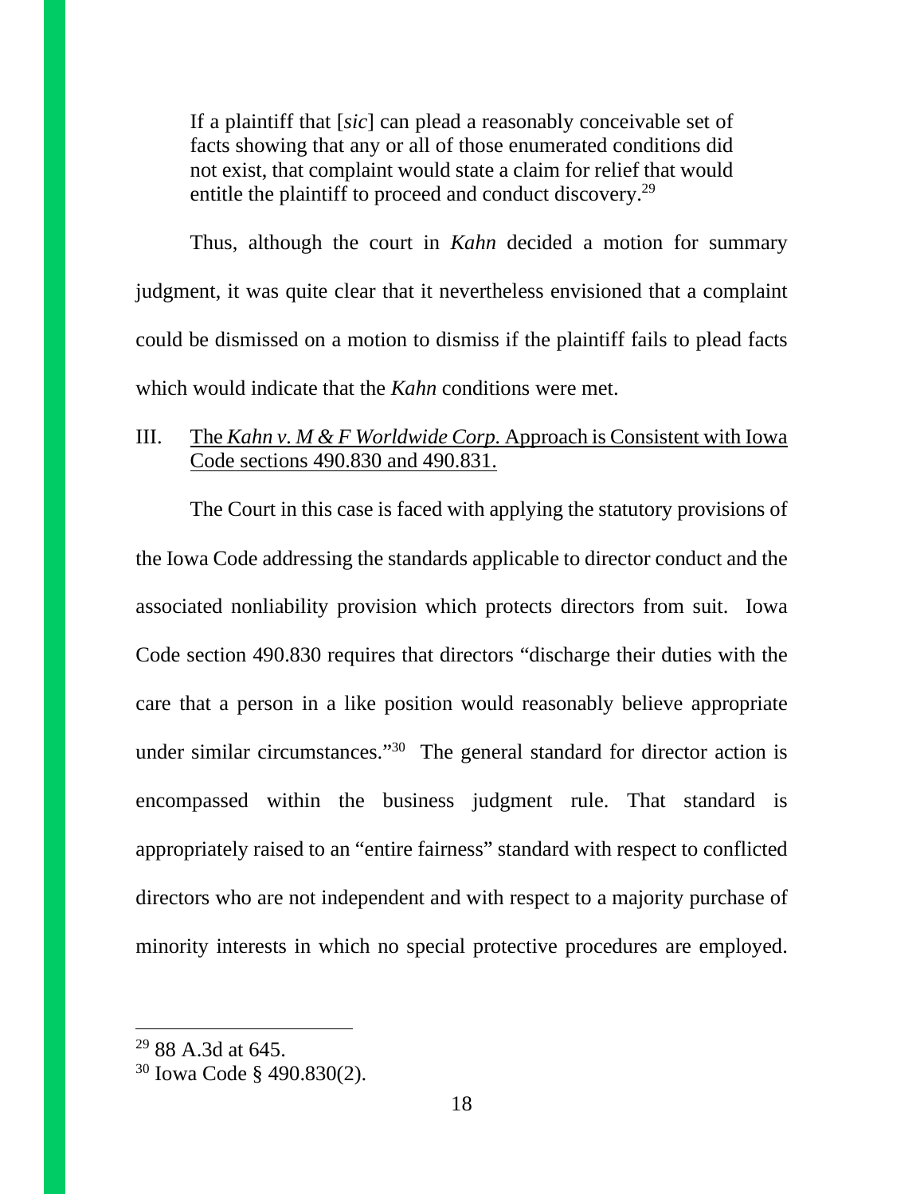> If a plaintiff that [sic] can plead a reasonably conceivable set of facts showing that any or all of those enumerated conditions did not exist, that complaint would state a claim for relief that would entitle the plaintiff to proceed and conduct discovery.[29]

Thus, although the court in *Kahn* decided a motion for summary judgment, it was quite clear that it nevertheless envisioned that a complaint could be dismissed on a motion to dismiss if the plaintiff fails to plead facts which would indicate that the *Kahn* conditions were met.

## III. The *Kahn v. M & F Worldwide Corp.* Approach is Consistent with Iowa Code sections 490.830 and 490.831.

The Court in this case is faced with applying the statutory provisions of the Iowa Code addressing the standards applicable to director conduct and the associated nonliability provision which protects directors from suit. Iowa Code section 490.830 requires that directors "discharge their duties with the care that a person in a like position would reasonably believe appropriate under similar circumstances."[30] The general standard for director action is encompassed within the business judgment rule. That standard is appropriately raised to an "entire fairness" standard with respect to conflicted directors who are not independent and with respect to a majority purchase of minority interests in which no special protective procedures are employed.

---

[29] 88 A.3d at 645.

[30] Iowa Code § 490.830(2).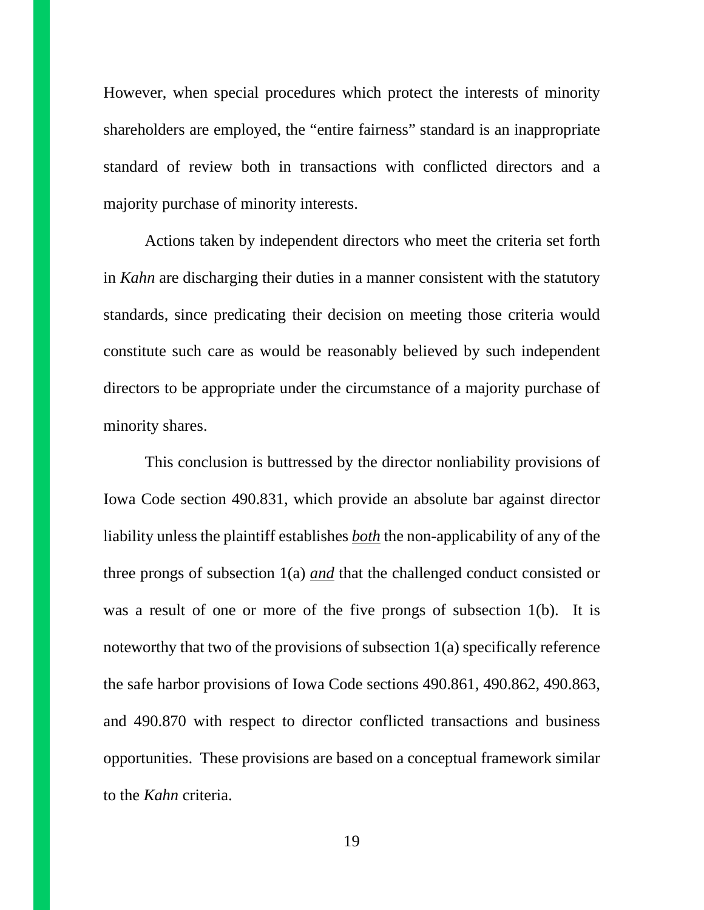However, when special procedures which protect the interests of minority shareholders are employed, the "entire fairness" standard is an inappropriate standard of review both in transactions with conflicted directors and a majority purchase of minority interests.

Actions taken by independent directors who meet the criteria set forth in *Kahn* are discharging their duties in a manner consistent with the statutory standards, since predicating their decision on meeting those criteria would constitute such care as would be reasonably believed by such independent directors to be appropriate under the circumstance of a majority purchase of minority shares.

This conclusion is buttressed by the director nonliability provisions of Iowa Code section 490.831, which provide an absolute bar against director liability unless the plaintiff establishes ***both*** the non-applicability of any of the three prongs of subsection 1(a) ***and*** that the challenged conduct consisted or was a result of one or more of the five prongs of subsection 1(b). It is noteworthy that two of the provisions of subsection 1(a) specifically reference the safe harbor provisions of Iowa Code sections 490.861, 490.862, 490.863, and 490.870 with respect to director conflicted transactions and business opportunities. These provisions are based on a conceptual framework similar to the *Kahn* criteria.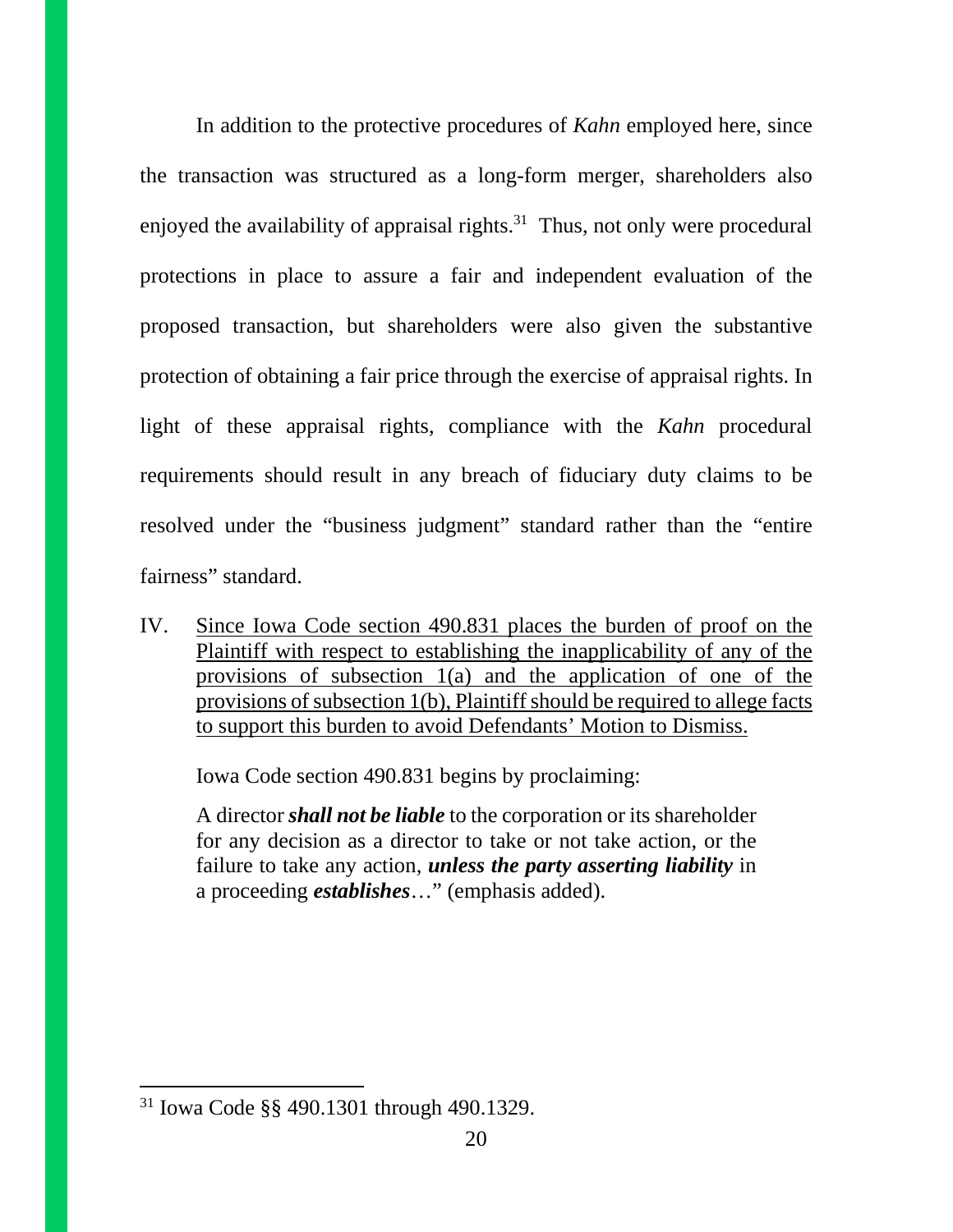In addition to the protective procedures of *Kahn* employed here, since the transaction was structured as a long-form merger, shareholders also enjoyed the availability of appraisal rights.[31] Thus, not only were procedural protections in place to assure a fair and independent evaluation of the proposed transaction, but shareholders were also given the substantive protection of obtaining a fair price through the exercise of appraisal rights. In light of these appraisal rights, compliance with the *Kahn* procedural requirements should result in any breach of fiduciary duty claims to be resolved under the "business judgment" standard rather than the "entire fairness" standard.

IV. <u>Since Iowa Code section 490.831 places the burden of proof on the Plaintiff with respect to establishing the inapplicability of any of the provisions of subsection 1(a) and the application of one of the provisions of subsection 1(b), Plaintiff should be required to allege facts to support this burden to avoid Defendants' Motion to Dismiss.</u>

Iowa Code section 490.831 begins by proclaiming:

> A director ***shall not be liable*** to the corporation or its shareholder for any decision as a director to take or not take action, or the failure to take any action, ***unless the party asserting liability*** in a proceeding ***establishes***…" (emphasis added).

[31] Iowa Code §§ 490.1301 through 490.1329.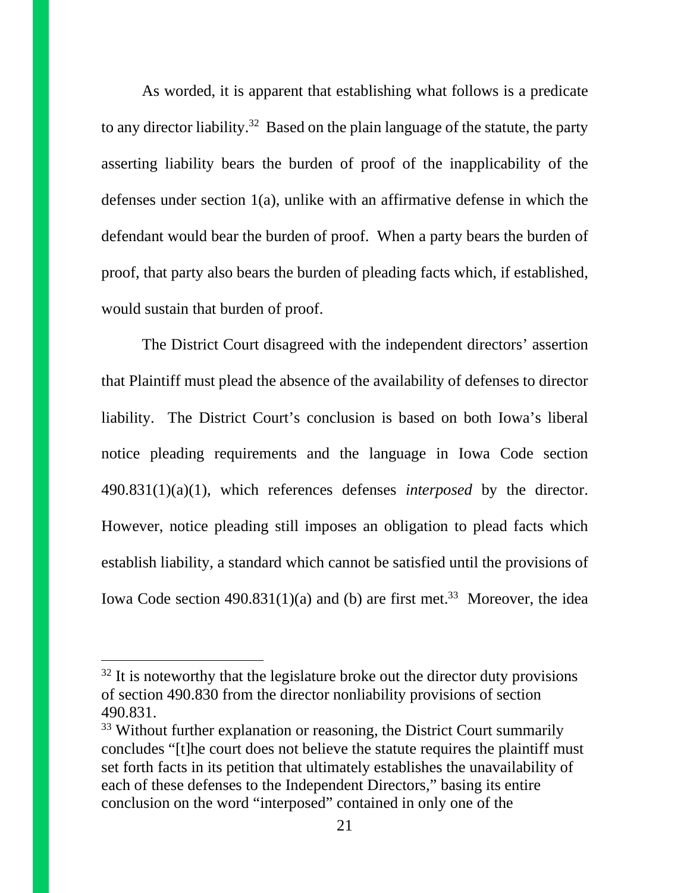As worded, it is apparent that establishing what follows is a predicate to any director liability.[32] Based on the plain language of the statute, the party asserting liability bears the burden of proof of the inapplicability of the defenses under section 1(a), unlike with an affirmative defense in which the defendant would bear the burden of proof. When a party bears the burden of proof, that party also bears the burden of pleading facts which, if established, would sustain that burden of proof.

The District Court disagreed with the independent directors' assertion that Plaintiff must plead the absence of the availability of defenses to director liability. The District Court's conclusion is based on both Iowa's liberal notice pleading requirements and the language in Iowa Code section 490.831(1)(a)(1), which references defenses *interposed* by the director. However, notice pleading still imposes an obligation to plead facts which establish liability, a standard which cannot be satisfied until the provisions of Iowa Code section 490.831(1)(a) and (b) are first met.[33] Moreover, the idea

---

[32] It is noteworthy that the legislature broke out the director duty provisions of section 490.830 from the director nonliability provisions of section 490.831.

[33] Without further explanation or reasoning, the District Court summarily concludes "[t]he court does not believe the statute requires the plaintiff must set forth facts in its petition that ultimately establishes the unavailability of each of these defenses to the Independent Directors," basing its entire conclusion on the word "interposed" contained in only one of the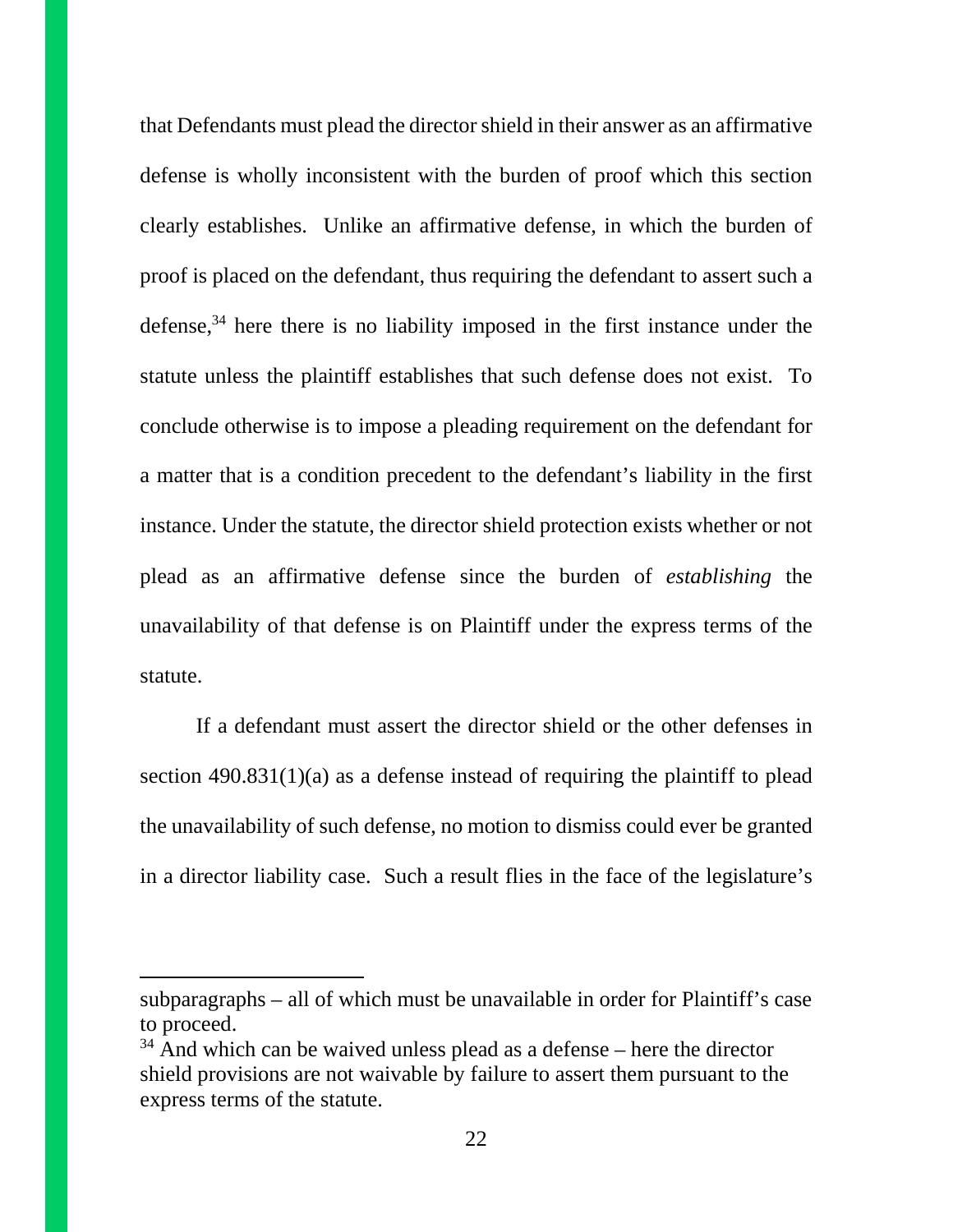that Defendants must plead the director shield in their answer as an affirmative defense is wholly inconsistent with the burden of proof which this section clearly establishes. Unlike an affirmative defense, in which the burden of proof is placed on the defendant, thus requiring the defendant to assert such a defense,[34] here there is no liability imposed in the first instance under the statute unless the plaintiff establishes that such defense does not exist. To conclude otherwise is to impose a pleading requirement on the defendant for a matter that is a condition precedent to the defendant's liability in the first instance. Under the statute, the director shield protection exists whether or not plead as an affirmative defense since the burden of *establishing* the unavailability of that defense is on Plaintiff under the express terms of the statute.

If a defendant must assert the director shield or the other defenses in section 490.831(1)(a) as a defense instead of requiring the plaintiff to plead the unavailability of such defense, no motion to dismiss could ever be granted in a director liability case. Such a result flies in the face of the legislature's

---

subparagraphs – all of which must be unavailable in order for Plaintiff's case to proceed.

[34] And which can be waived unless plead as a defense – here the director shield provisions are not waivable by failure to assert them pursuant to the express terms of the statute.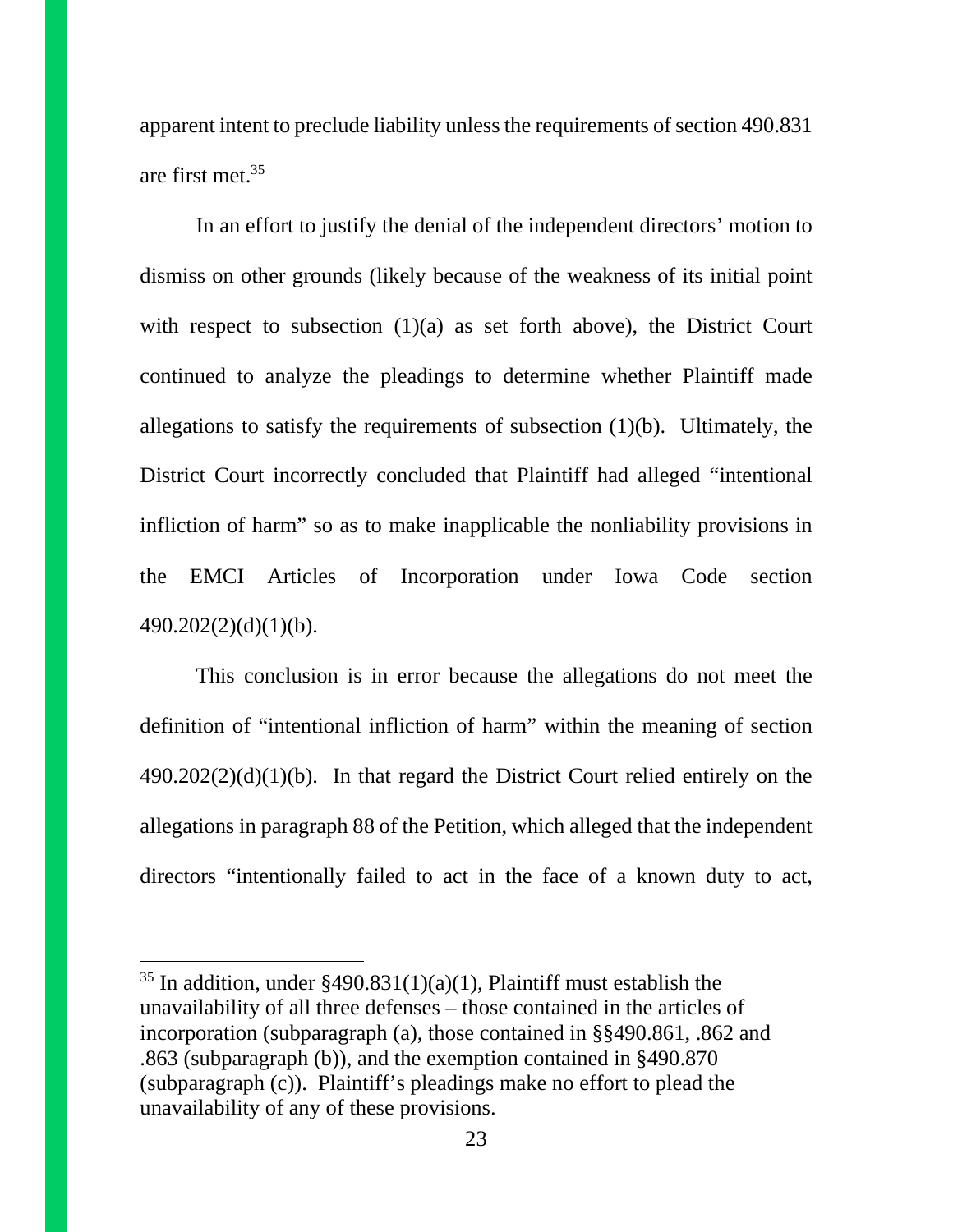apparent intent to preclude liability unless the requirements of section 490.831 are first met.[35]

In an effort to justify the denial of the independent directors' motion to dismiss on other grounds (likely because of the weakness of its initial point with respect to subsection (1)(a) as set forth above), the District Court continued to analyze the pleadings to determine whether Plaintiff made allegations to satisfy the requirements of subsection (1)(b). Ultimately, the District Court incorrectly concluded that Plaintiff had alleged "intentional infliction of harm" so as to make inapplicable the nonliability provisions in the EMCI Articles of Incorporation under Iowa Code section 490.202(2)(d)(1)(b).

This conclusion is in error because the allegations do not meet the definition of "intentional infliction of harm" within the meaning of section 490.202(2)(d)(1)(b). In that regard the District Court relied entirely on the allegations in paragraph 88 of the Petition, which alleged that the independent directors "intentionally failed to act in the face of a known duty to act,

---

[35] In addition, under §490.831(1)(a)(1), Plaintiff must establish the unavailability of all three defenses – those contained in the articles of incorporation (subparagraph (a), those contained in §§490.861, .862 and .863 (subparagraph (b)), and the exemption contained in §490.870 (subparagraph (c)). Plaintiff's pleadings make no effort to plead the unavailability of any of these provisions.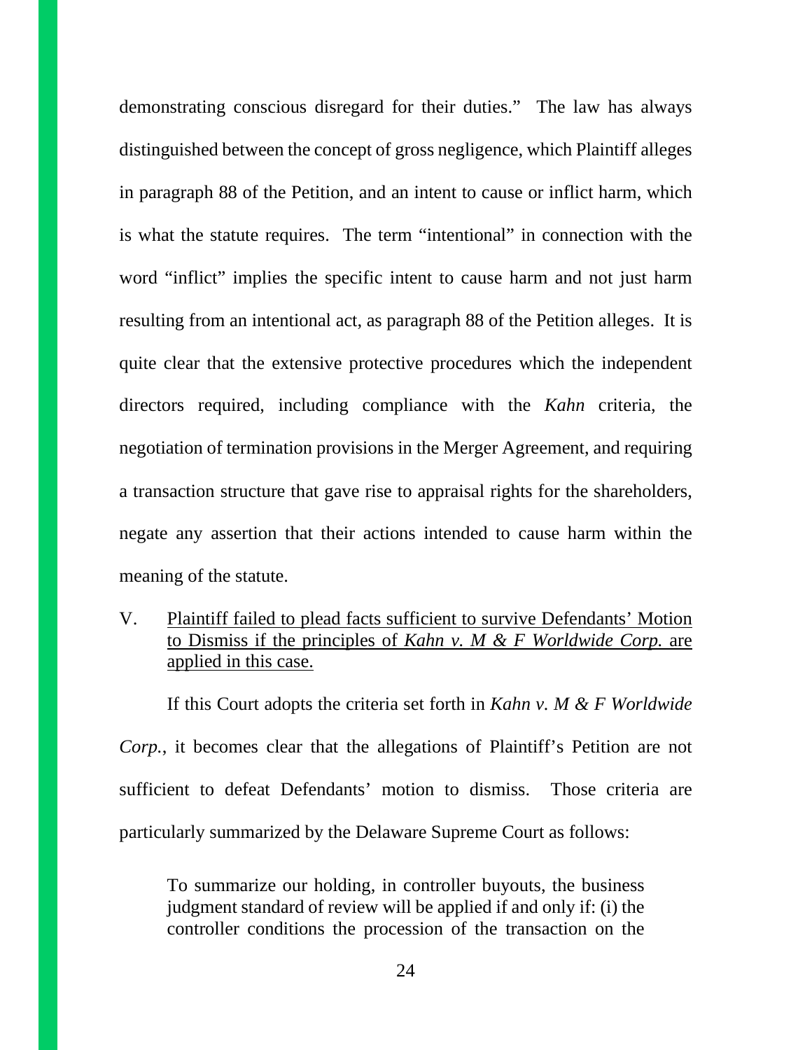demonstrating conscious disregard for their duties." The law has always distinguished between the concept of gross negligence, which Plaintiff alleges in paragraph 88 of the Petition, and an intent to cause or inflict harm, which is what the statute requires. The term "intentional" in connection with the word "inflict" implies the specific intent to cause harm and not just harm resulting from an intentional act, as paragraph 88 of the Petition alleges. It is quite clear that the extensive protective procedures which the independent directors required, including compliance with the *Kahn* criteria, the negotiation of termination provisions in the Merger Agreement, and requiring a transaction structure that gave rise to appraisal rights for the shareholders, negate any assertion that their actions intended to cause harm within the meaning of the statute.

## V. <u>Plaintiff failed to plead facts sufficient to survive Defendants' Motion to Dismiss if the principles of *Kahn v. M & F Worldwide Corp.* are applied in this case.</u>

If this Court adopts the criteria set forth in *Kahn v. M & F Worldwide Corp.*, it becomes clear that the allegations of Plaintiff's Petition are not sufficient to defeat Defendants' motion to dismiss. Those criteria are particularly summarized by the Delaware Supreme Court as follows:

> To summarize our holding, in controller buyouts, the business judgment standard of review will be applied if and only if: (i) the controller conditions the procession of the transaction on the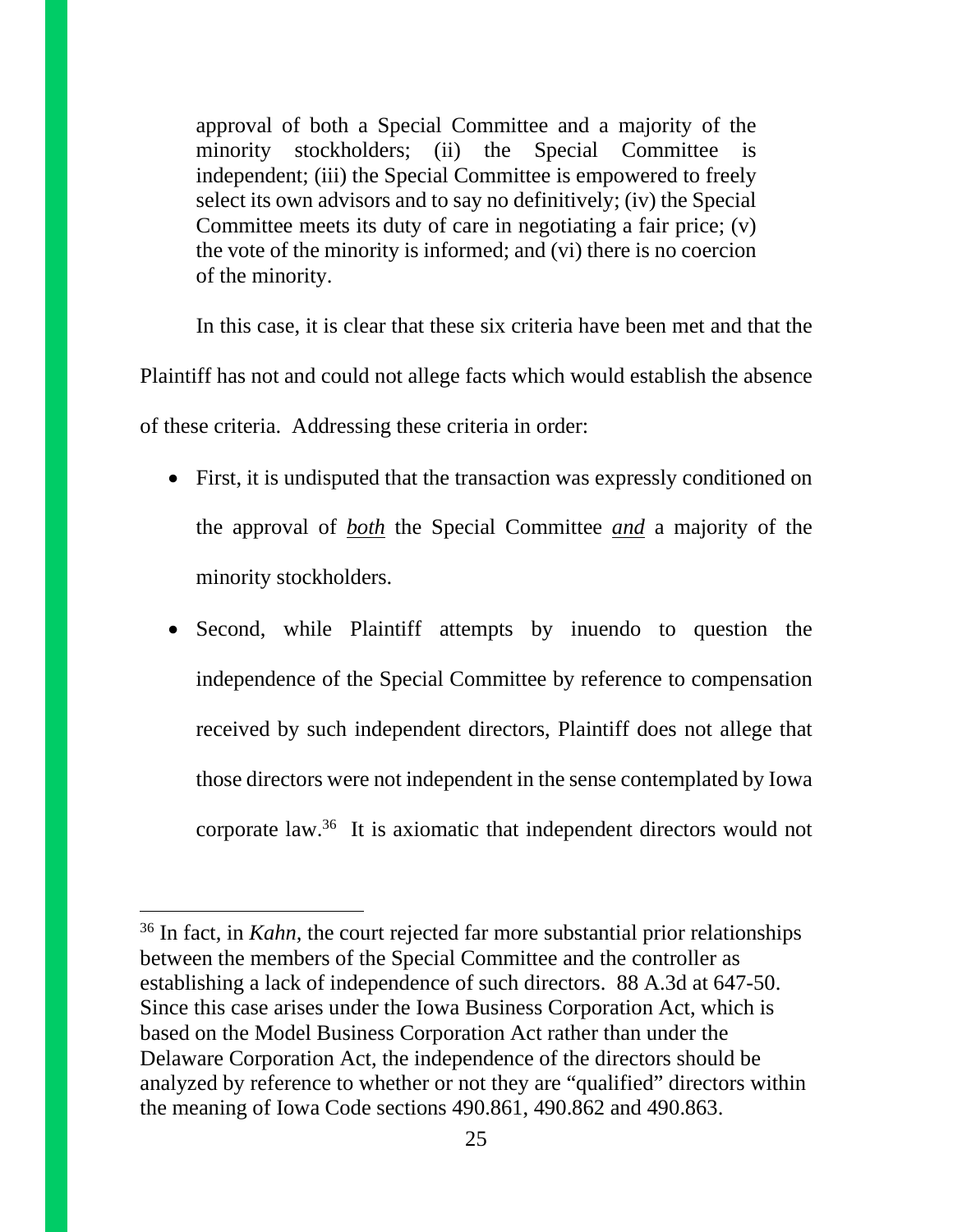> approval of both a Special Committee and a majority of the minority stockholders; (ii) the Special Committee is independent; (iii) the Special Committee is empowered to freely select its own advisors and to say no definitively; (iv) the Special Committee meets its duty of care in negotiating a fair price; (v) the vote of the minority is informed; and (vi) there is no coercion of the minority.

In this case, it is clear that these six criteria have been met and that the Plaintiff has not and could not allege facts which would establish the absence of these criteria. Addressing these criteria in order:

- First, it is undisputed that the transaction was expressly conditioned on the approval of ***both*** the Special Committee ***and*** a majority of the minority stockholders.
- Second, while Plaintiff attempts by inuendo to question the independence of the Special Committee by reference to compensation received by such independent directors, Plaintiff does not allege that those directors were not independent in the sense contemplated by Iowa corporate law.[36] It is axiomatic that independent directors would not

[36] In fact, in *Kahn,* the court rejected far more substantial prior relationships between the members of the Special Committee and the controller as establishing a lack of independence of such directors. 88 A.3d at 647-50. Since this case arises under the Iowa Business Corporation Act, which is based on the Model Business Corporation Act rather than under the Delaware Corporation Act, the independence of the directors should be analyzed by reference to whether or not they are "qualified" directors within the meaning of Iowa Code sections 490.861, 490.862 and 490.863.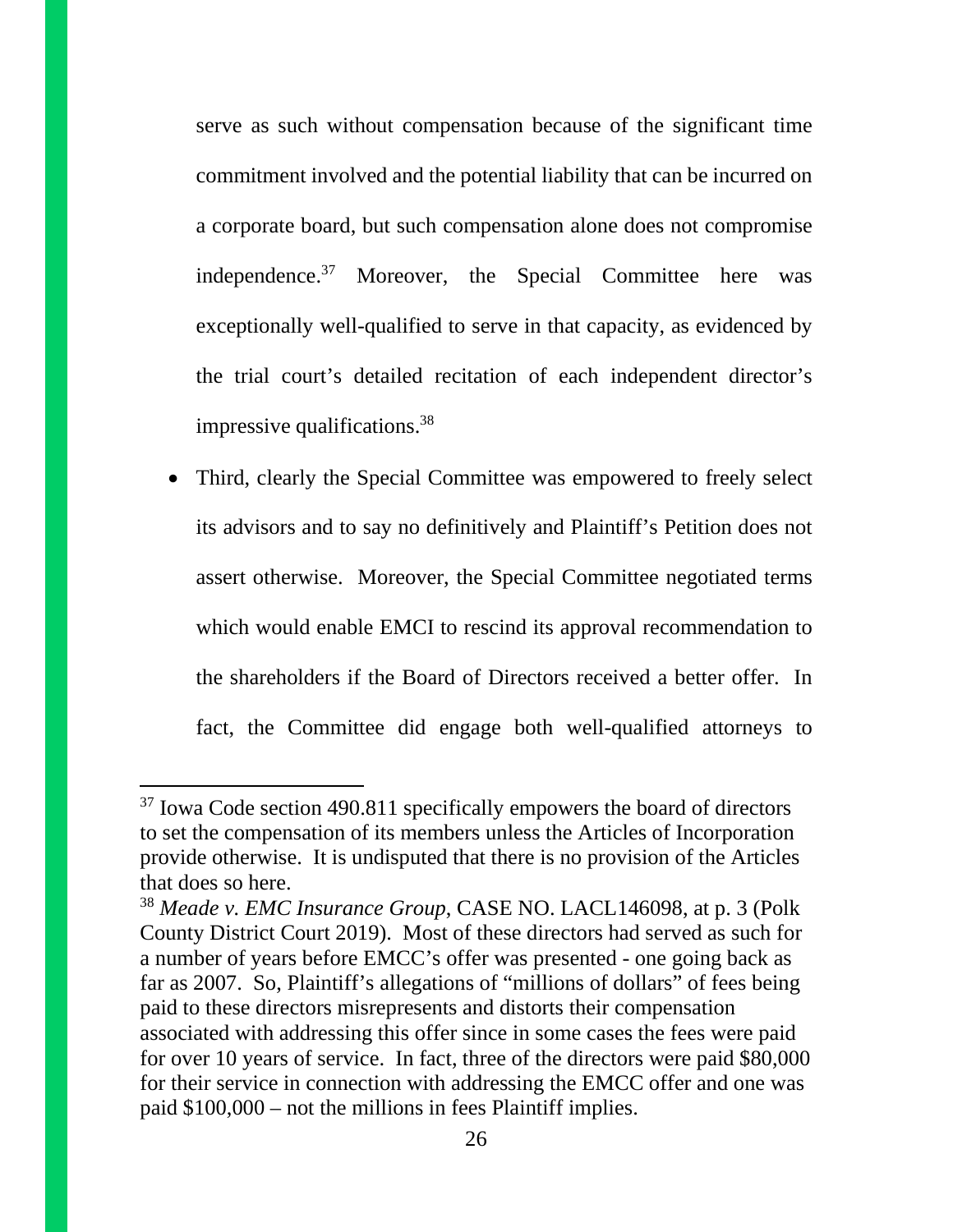serve as such without compensation because of the significant time commitment involved and the potential liability that can be incurred on a corporate board, but such compensation alone does not compromise independence.[37] Moreover, the Special Committee here was exceptionally well-qualified to serve in that capacity, as evidenced by the trial court's detailed recitation of each independent director's impressive qualifications.[38]

- Third, clearly the Special Committee was empowered to freely select its advisors and to say no definitively and Plaintiff's Petition does not assert otherwise. Moreover, the Special Committee negotiated terms which would enable EMCI to rescind its approval recommendation to the shareholders if the Board of Directors received a better offer. In fact, the Committee did engage both well-qualified attorneys to

---

[37] Iowa Code section 490.811 specifically empowers the board of directors to set the compensation of its members unless the Articles of Incorporation provide otherwise. It is undisputed that there is no provision of the Articles that does so here.

[38] *Meade v. EMC Insurance Group*, CASE NO. LACL146098, at p. 3 (Polk County District Court 2019). Most of these directors had served as such for a number of years before EMCC's offer was presented - one going back as far as 2007. So, Plaintiff's allegations of "millions of dollars" of fees being paid to these directors misrepresents and distorts their compensation associated with addressing this offer since in some cases the fees were paid for over 10 years of service. In fact, three of the directors were paid $80,000 for their service in connection with addressing the EMCC offer and one was paid $100,000 – not the millions in fees Plaintiff implies.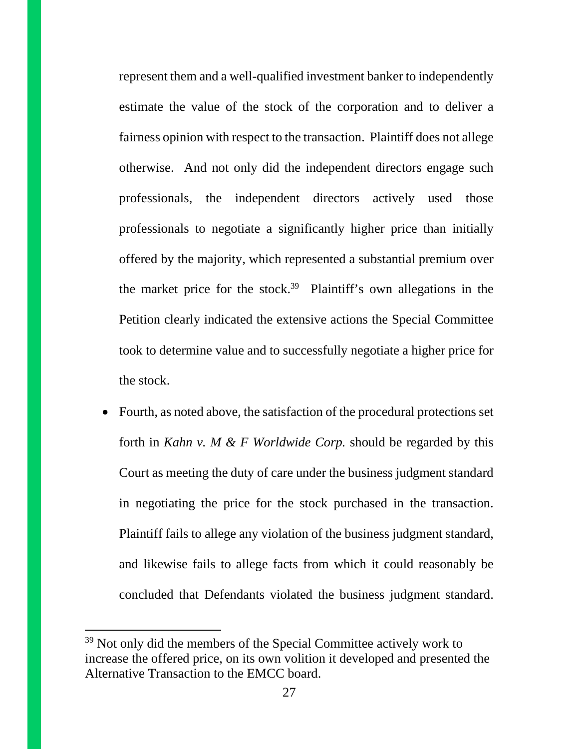represent them and a well-qualified investment banker to independently estimate the value of the stock of the corporation and to deliver a fairness opinion with respect to the transaction. Plaintiff does not allege otherwise. And not only did the independent directors engage such professionals, the independent directors actively used those professionals to negotiate a significantly higher price than initially offered by the majority, which represented a substantial premium over the market price for the stock.[39] Plaintiff's own allegations in the Petition clearly indicated the extensive actions the Special Committee took to determine value and to successfully negotiate a higher price for the stock.

- Fourth, as noted above, the satisfaction of the procedural protections set forth in *Kahn v. M & F Worldwide Corp.* should be regarded by this Court as meeting the duty of care under the business judgment standard in negotiating the price for the stock purchased in the transaction. Plaintiff fails to allege any violation of the business judgment standard, and likewise fails to allege facts from which it could reasonably be concluded that Defendants violated the business judgment standard.

---

[39] Not only did the members of the Special Committee actively work to increase the offered price, on its own volition it developed and presented the Alternative Transaction to the EMCC board.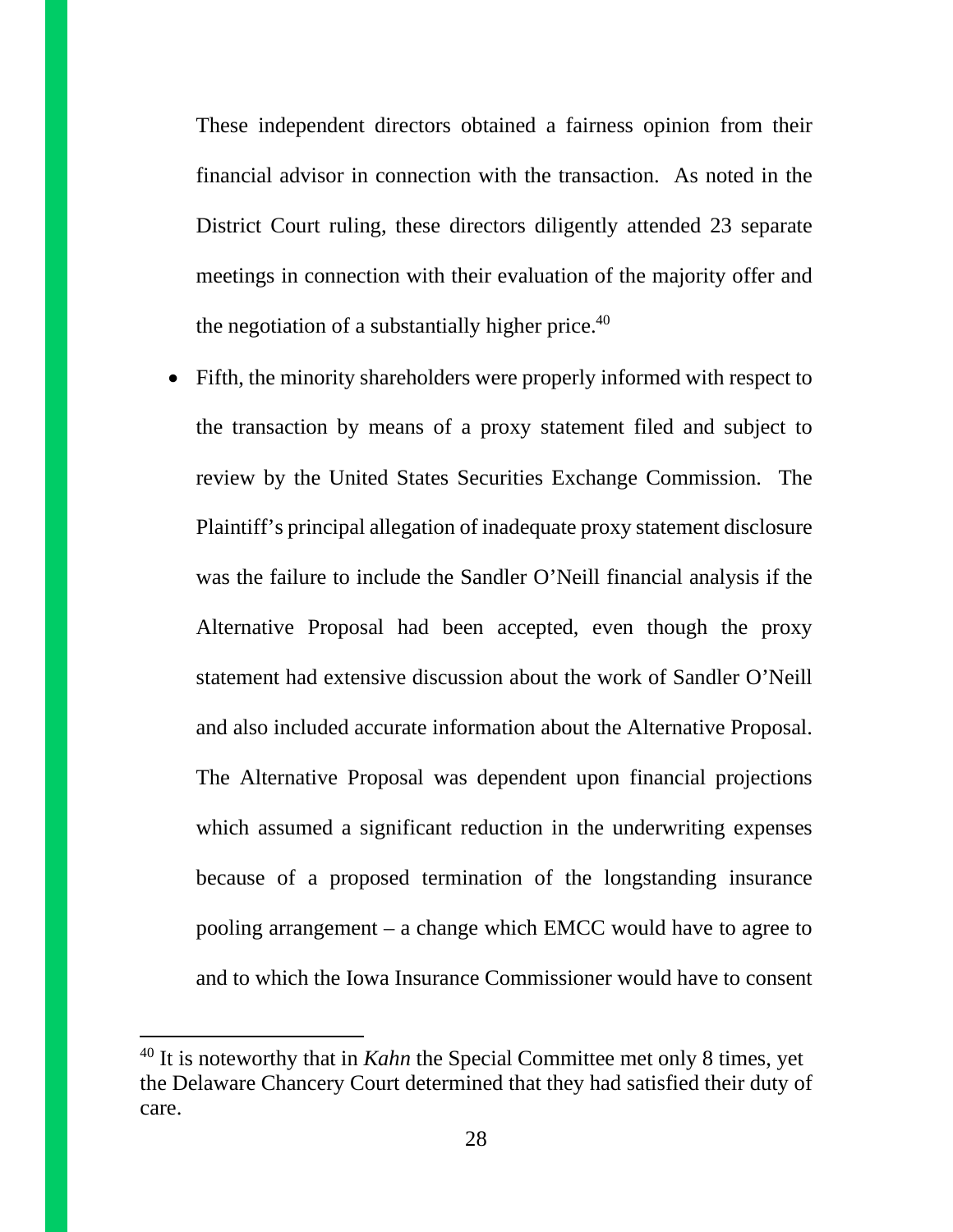These independent directors obtained a fairness opinion from their financial advisor in connection with the transaction. As noted in the District Court ruling, these directors diligently attended 23 separate meetings in connection with their evaluation of the majority offer and the negotiation of a substantially higher price.[40]

- Fifth, the minority shareholders were properly informed with respect to the transaction by means of a proxy statement filed and subject to review by the United States Securities Exchange Commission. The Plaintiff's principal allegation of inadequate proxy statement disclosure was the failure to include the Sandler O'Neill financial analysis if the Alternative Proposal had been accepted, even though the proxy statement had extensive discussion about the work of Sandler O'Neill and also included accurate information about the Alternative Proposal. The Alternative Proposal was dependent upon financial projections which assumed a significant reduction in the underwriting expenses because of a proposed termination of the longstanding insurance pooling arrangement – a change which EMCC would have to agree to and to which the Iowa Insurance Commissioner would have to consent

[40] It is noteworthy that in *Kahn* the Special Committee met only 8 times, yet the Delaware Chancery Court determined that they had satisfied their duty of care.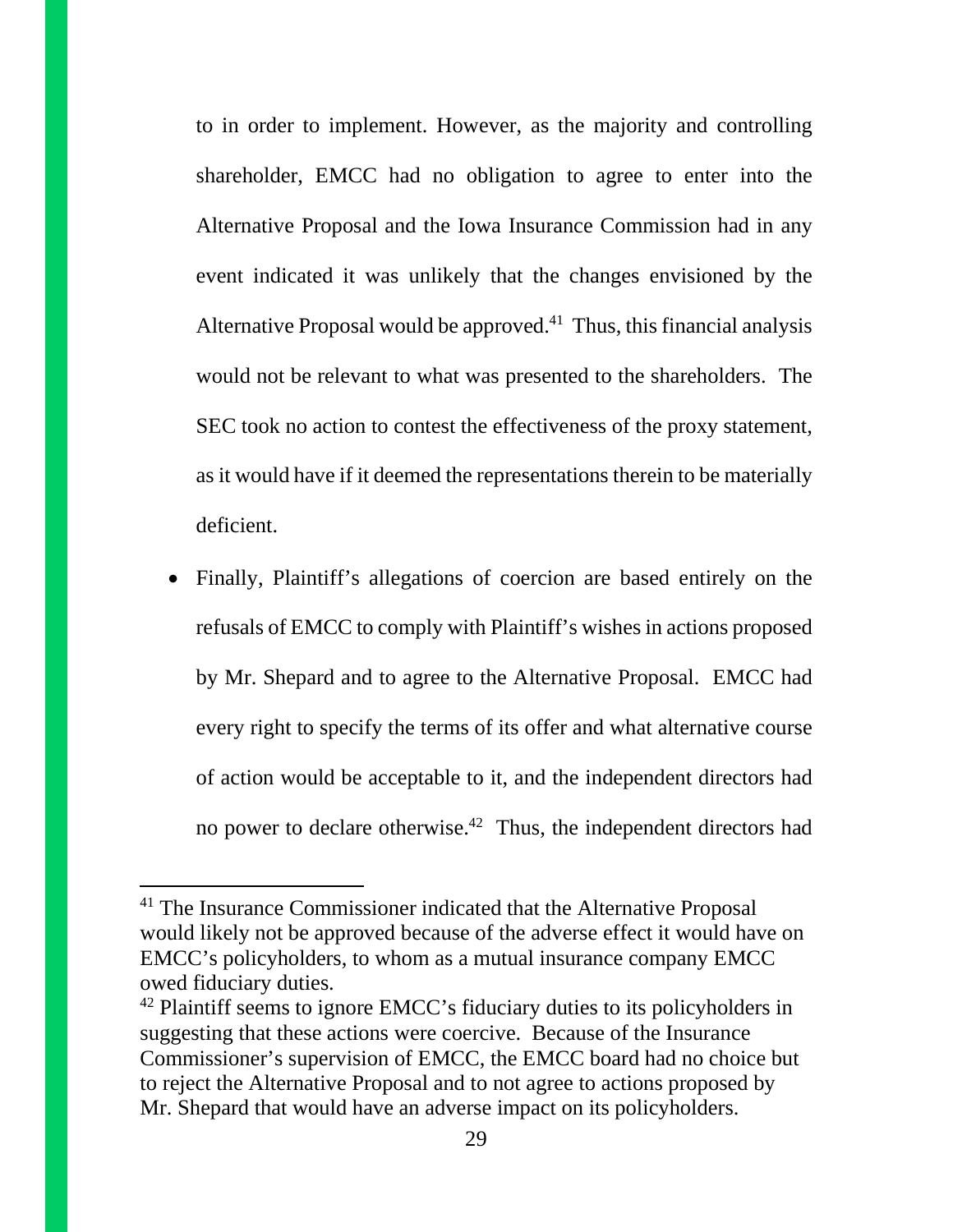to in order to implement. However, as the majority and controlling shareholder, EMCC had no obligation to agree to enter into the Alternative Proposal and the Iowa Insurance Commission had in any event indicated it was unlikely that the changes envisioned by the Alternative Proposal would be approved.[41] Thus, this financial analysis would not be relevant to what was presented to the shareholders. The SEC took no action to contest the effectiveness of the proxy statement, as it would have if it deemed the representations therein to be materially deficient.

- Finally, Plaintiff's allegations of coercion are based entirely on the refusals of EMCC to comply with Plaintiff's wishes in actions proposed by Mr. Shepard and to agree to the Alternative Proposal. EMCC had every right to specify the terms of its offer and what alternative course of action would be acceptable to it, and the independent directors had no power to declare otherwise.[42] Thus, the independent directors had

---

[41] The Insurance Commissioner indicated that the Alternative Proposal would likely not be approved because of the adverse effect it would have on EMCC's policyholders, to whom as a mutual insurance company EMCC owed fiduciary duties.

[42] Plaintiff seems to ignore EMCC's fiduciary duties to its policyholders in suggesting that these actions were coercive. Because of the Insurance Commissioner's supervision of EMCC, the EMCC board had no choice but to reject the Alternative Proposal and to not agree to actions proposed by Mr. Shepard that would have an adverse impact on its policyholders.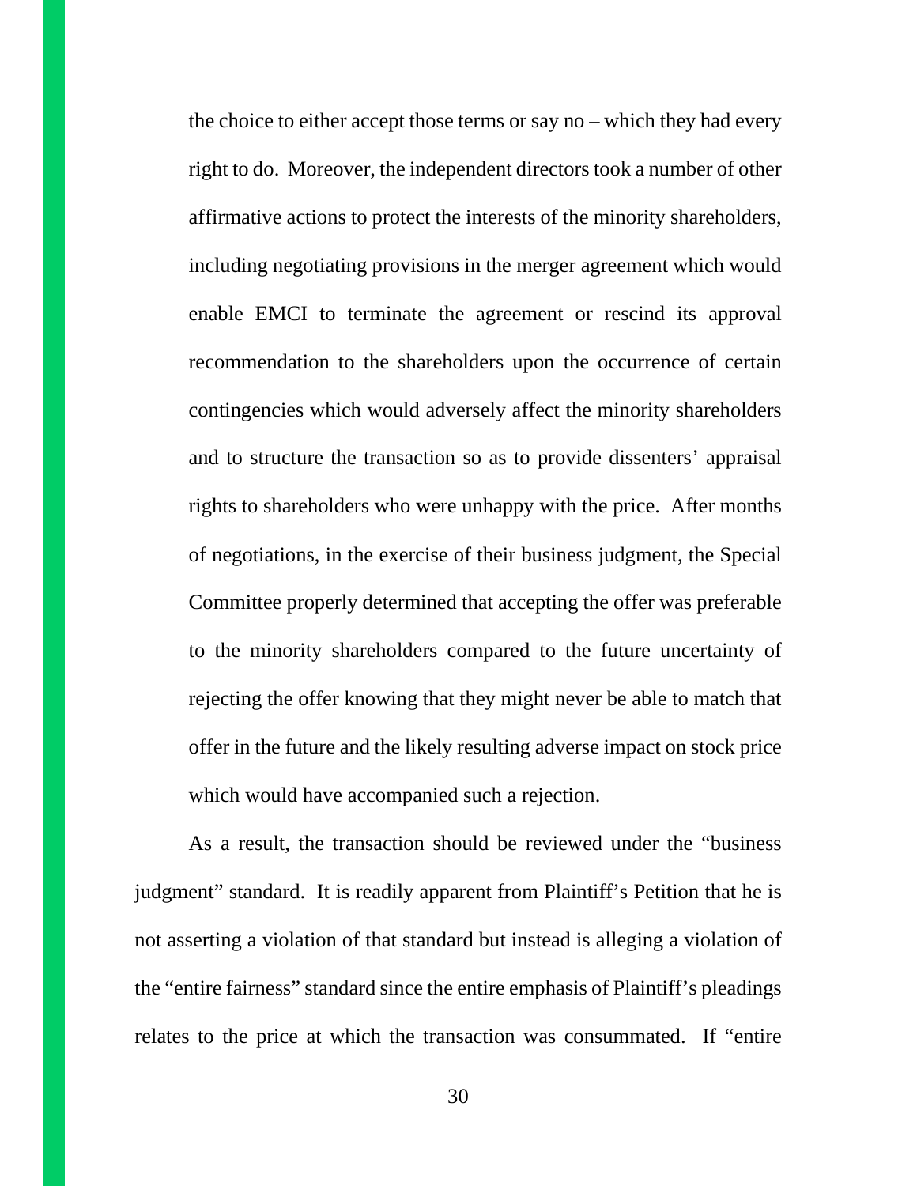the choice to either accept those terms or say no – which they had every right to do. Moreover, the independent directors took a number of other affirmative actions to protect the interests of the minority shareholders, including negotiating provisions in the merger agreement which would enable EMCI to terminate the agreement or rescind its approval recommendation to the shareholders upon the occurrence of certain contingencies which would adversely affect the minority shareholders and to structure the transaction so as to provide dissenters' appraisal rights to shareholders who were unhappy with the price. After months of negotiations, in the exercise of their business judgment, the Special Committee properly determined that accepting the offer was preferable to the minority shareholders compared to the future uncertainty of rejecting the offer knowing that they might never be able to match that offer in the future and the likely resulting adverse impact on stock price which would have accompanied such a rejection.

As a result, the transaction should be reviewed under the "business judgment" standard. It is readily apparent from Plaintiff's Petition that he is not asserting a violation of that standard but instead is alleging a violation of the "entire fairness" standard since the entire emphasis of Plaintiff's pleadings relates to the price at which the transaction was consummated. If "entire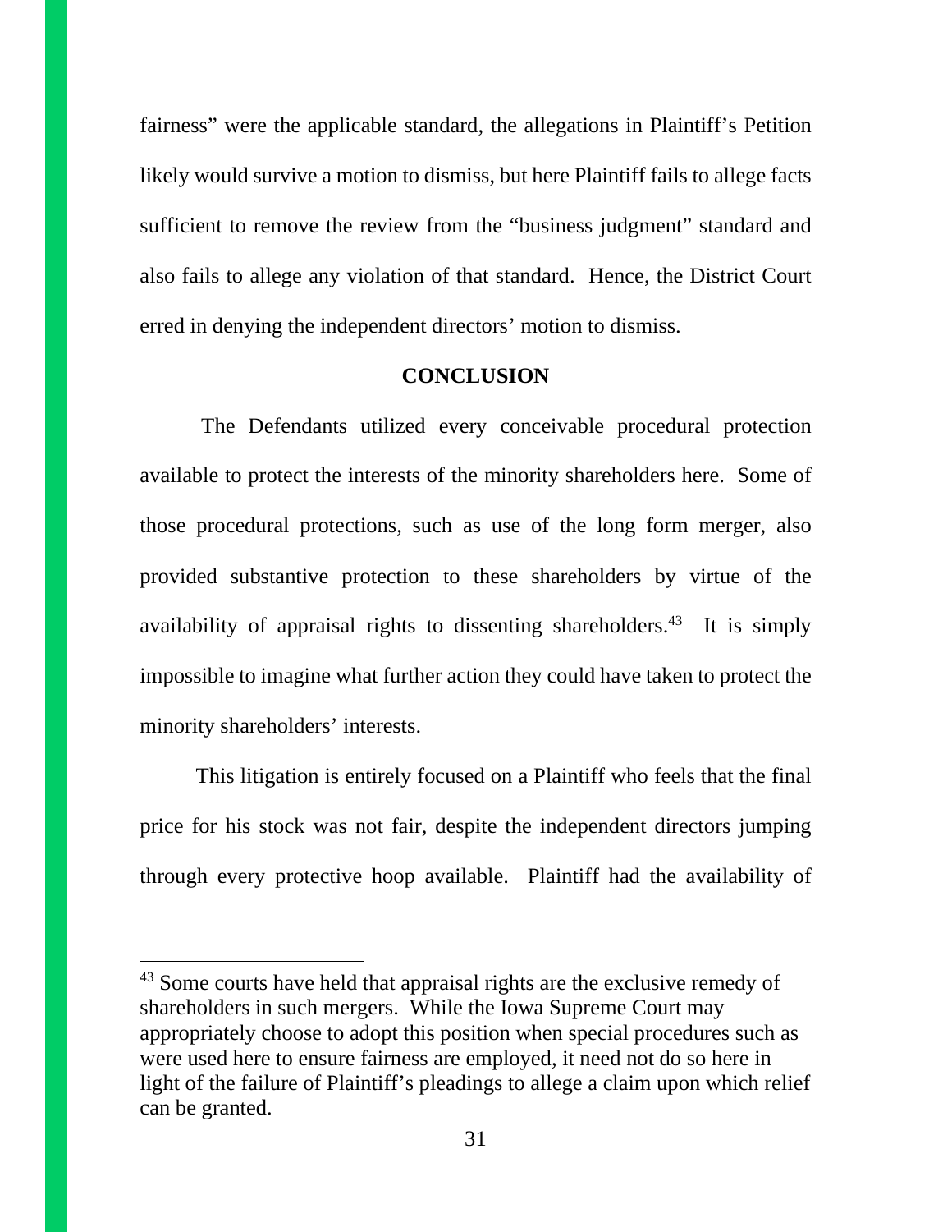fairness" were the applicable standard, the allegations in Plaintiff's Petition likely would survive a motion to dismiss, but here Plaintiff fails to allege facts sufficient to remove the review from the "business judgment" standard and also fails to allege any violation of that standard. Hence, the District Court erred in denying the independent directors' motion to dismiss.

## CONCLUSION

The Defendants utilized every conceivable procedural protection available to protect the interests of the minority shareholders here. Some of those procedural protections, such as use of the long form merger, also provided substantive protection to these shareholders by virtue of the availability of appraisal rights to dissenting shareholders.[43] It is simply impossible to imagine what further action they could have taken to protect the minority shareholders' interests.

This litigation is entirely focused on a Plaintiff who feels that the final price for his stock was not fair, despite the independent directors jumping through every protective hoop available. Plaintiff had the availability of

---

[43] Some courts have held that appraisal rights are the exclusive remedy of shareholders in such mergers. While the Iowa Supreme Court may appropriately choose to adopt this position when special procedures such as were used here to ensure fairness are employed, it need not do so here in light of the failure of Plaintiff's pleadings to allege a claim upon which relief can be granted.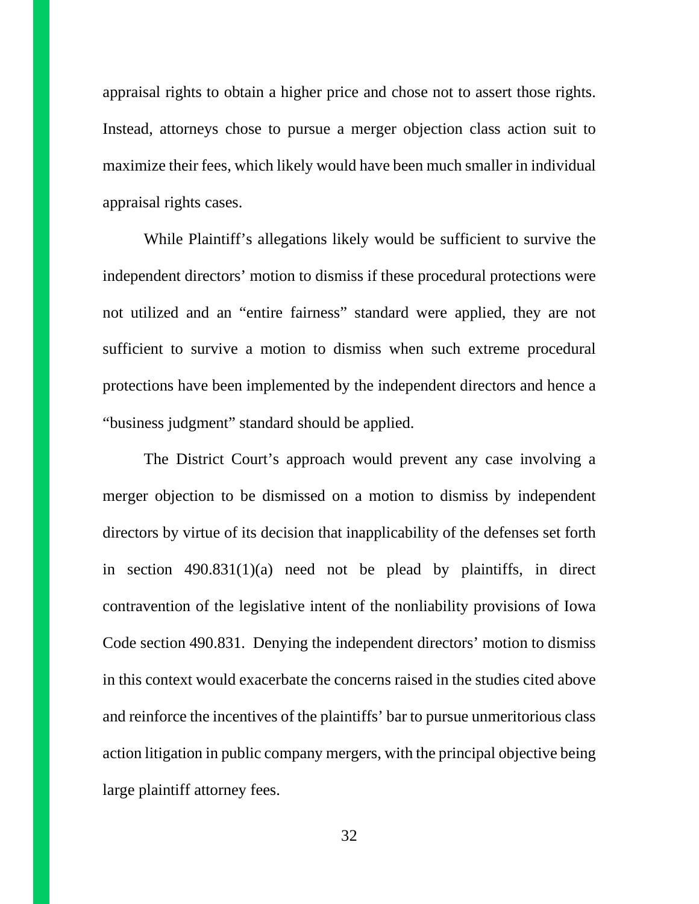appraisal rights to obtain a higher price and chose not to assert those rights. Instead, attorneys chose to pursue a merger objection class action suit to maximize their fees, which likely would have been much smaller in individual appraisal rights cases.

While Plaintiff's allegations likely would be sufficient to survive the independent directors' motion to dismiss if these procedural protections were not utilized and an "entire fairness" standard were applied, they are not sufficient to survive a motion to dismiss when such extreme procedural protections have been implemented by the independent directors and hence a "business judgment" standard should be applied.

The District Court's approach would prevent any case involving a merger objection to be dismissed on a motion to dismiss by independent directors by virtue of its decision that inapplicability of the defenses set forth in section 490.831(1)(a) need not be plead by plaintiffs, in direct contravention of the legislative intent of the nonliability provisions of Iowa Code section 490.831. Denying the independent directors' motion to dismiss in this context would exacerbate the concerns raised in the studies cited above and reinforce the incentives of the plaintiffs' bar to pursue unmeritorious class action litigation in public company mergers, with the principal objective being large plaintiff attorney fees.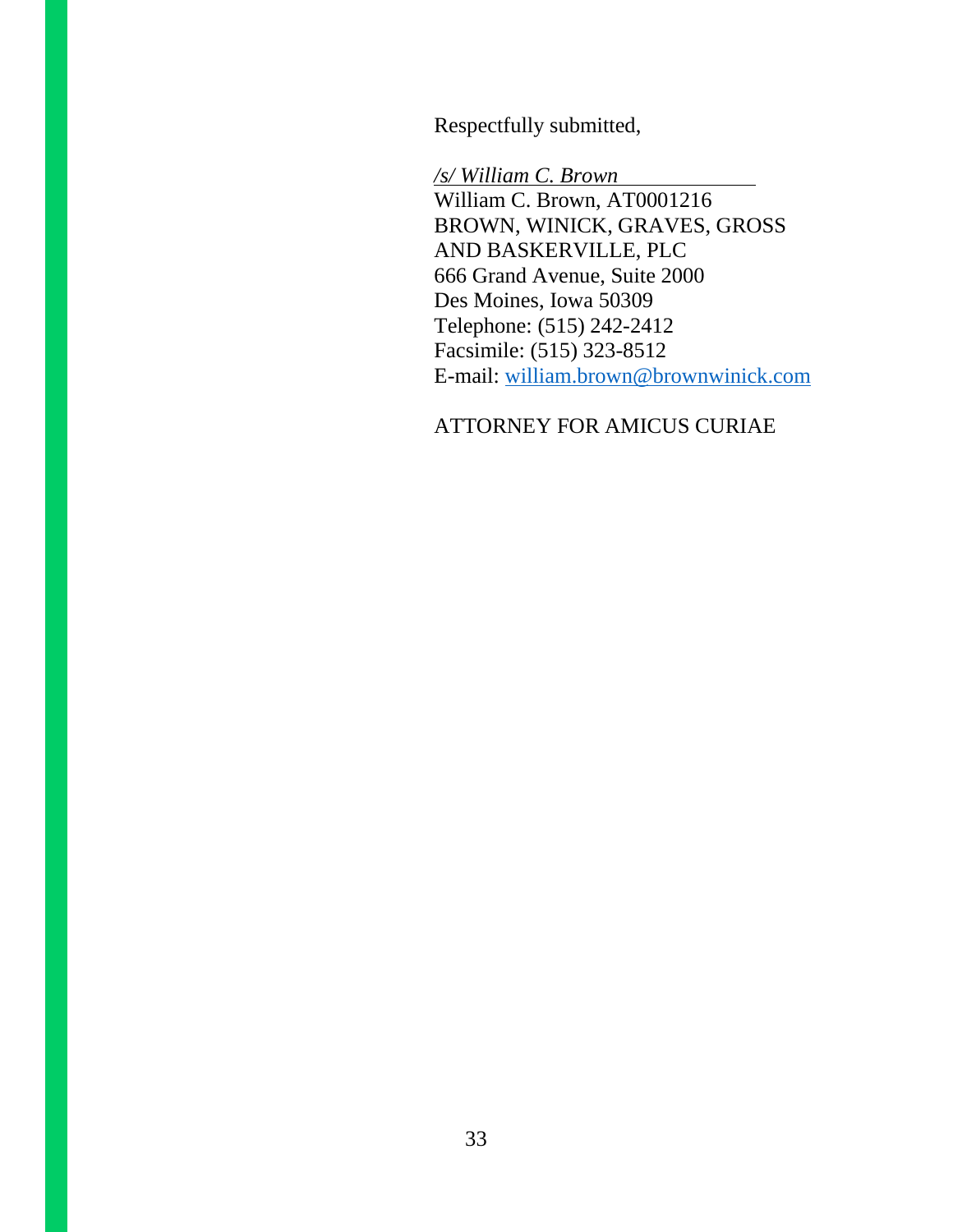Respectfully submitted,

*/s/ William C. Brown*

William C. Brown, AT0001216
BROWN, WINICK, GRAVES, GROSS
AND BASKERVILLE, PLC
666 Grand Avenue, Suite 2000
Des Moines, Iowa 50309
Telephone: (515) 242-2412
Facsimile: (515) 323-8512
E-mail: william.brown@brownwinick.com

ATTORNEY FOR AMICUS CURIAE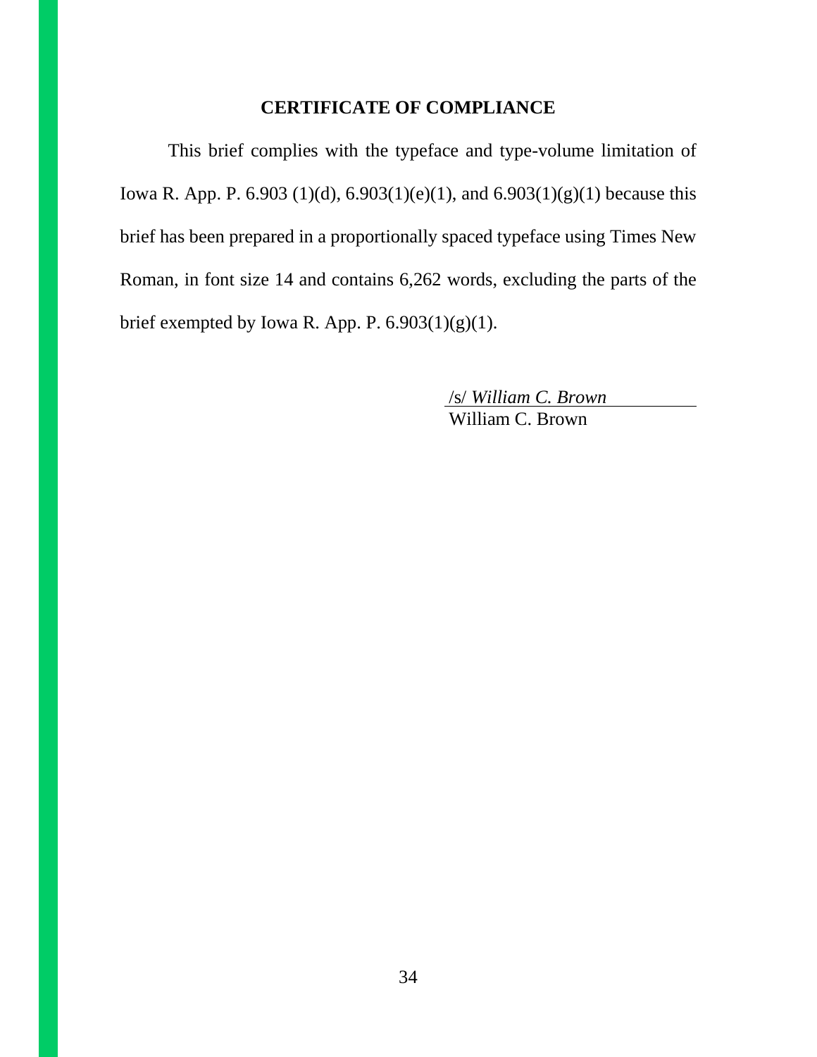## CERTIFICATE OF COMPLIANCE

This brief complies with the typeface and type-volume limitation of Iowa R. App. P. 6.903 (1)(d), 6.903(1)(e)(1), and 6.903(1)(g)(1) because this brief has been prepared in a proportionally spaced typeface using Times New Roman, in font size 14 and contains 6,262 words, excluding the parts of the brief exempted by Iowa R. App. P. 6.903(1)(g)(1).

/s/ *William C. Brown*
William C. Brown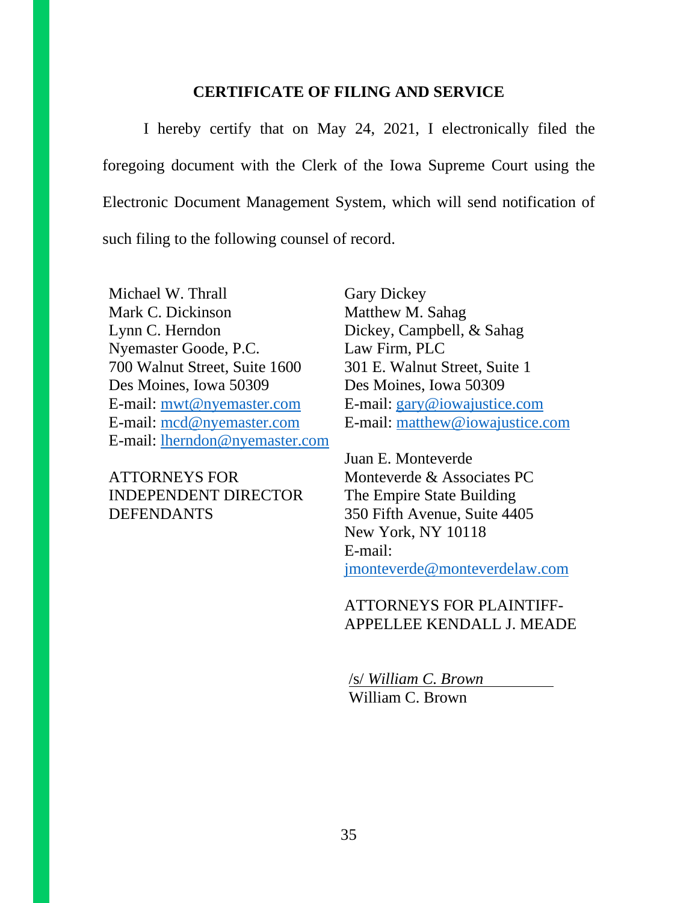**CERTIFICATE OF FILING AND SERVICE**

I hereby certify that on May 24, 2021, I electronically filed the foregoing document with the Clerk of the Iowa Supreme Court using the Electronic Document Management System, which will send notification of such filing to the following counsel of record.

Michael W. Thrall
Mark C. Dickinson
Lynn C. Herndon
Nyemaster Goode, P.C.
700 Walnut Street, Suite 1600
Des Moines, Iowa 50309
E-mail: mwt@nyemaster.com
E-mail: mcd@nyemaster.com
E-mail: lherndon@nyemaster.com

ATTORNEYS FOR INDEPENDENT DIRECTOR DEFENDANTS

Gary Dickey
Matthew M. Sahag
Dickey, Campbell, & Sahag Law Firm, PLC
301 E. Walnut Street, Suite 1
Des Moines, Iowa 50309
E-mail: gary@iowajustice.com
E-mail: matthew@iowajustice.com

Juan E. Monteverde
Monteverde & Associates PC
The Empire State Building
350 Fifth Avenue, Suite 4405
New York, NY 10118
E-mail: jmonteverde@monteverdelaw.com

ATTORNEYS FOR PLAINTIFF-APPELLEE KENDALL J. MEADE

/s/ *William C. Brown*
William C. Brown